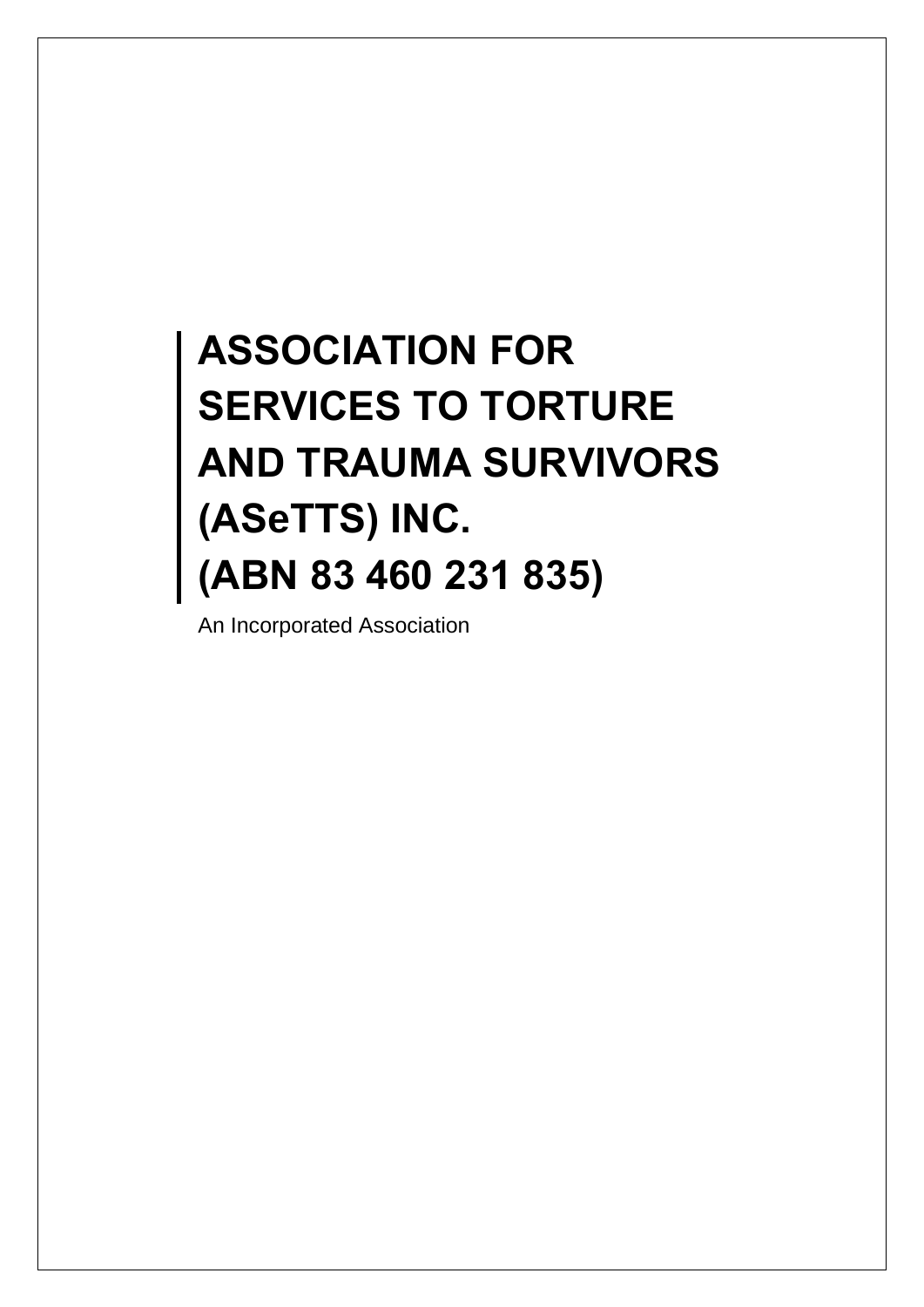# ASSOCIATION FOR SERVICES TO TORTURE AND TRAUMA SURVIVORS (ASeTTS) INC. (ABN 83 460 231 835)

An Incorporated Association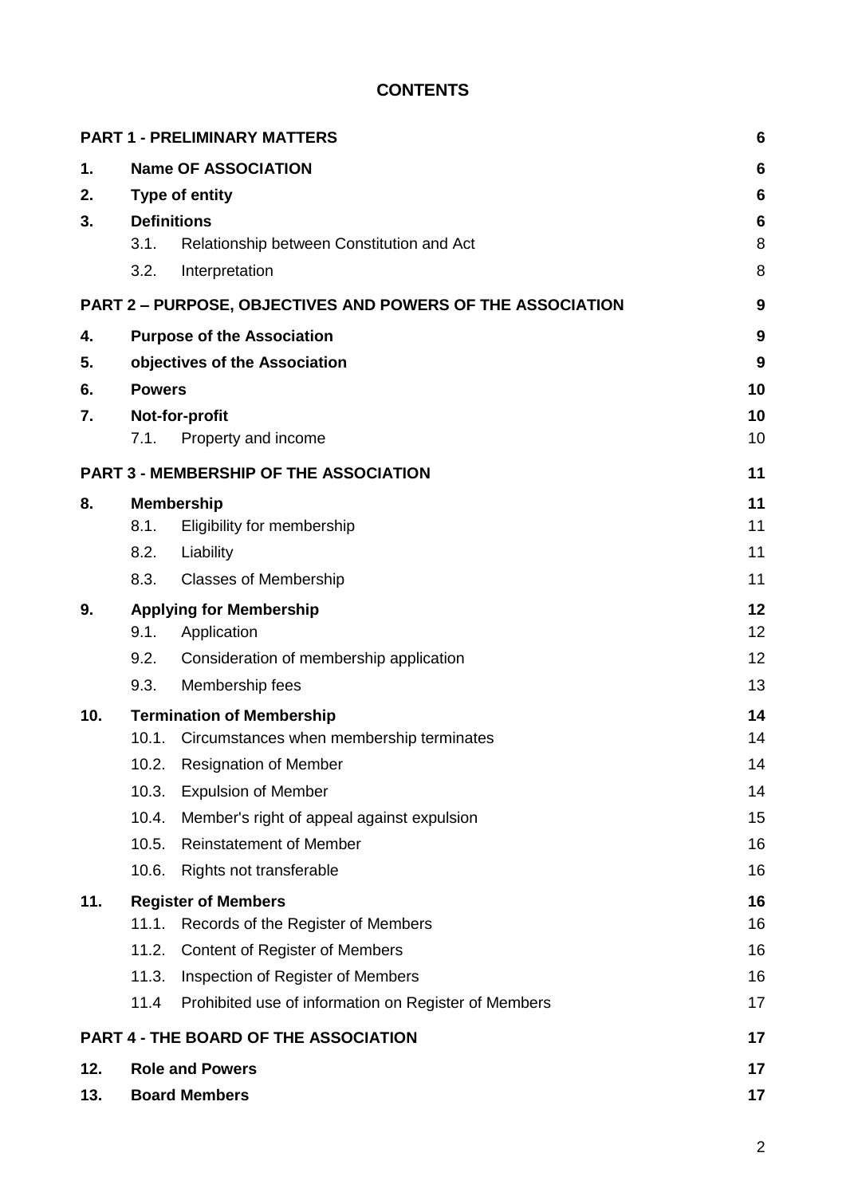# CONTENTS

| | | | |
|---|---|---|---|
| **PART 1 - PRELIMINARY MATTERS** | | | **6** |
| **1.** | **Name OF ASSOCIATION** | | **6** |
| **2.** | **Type of entity** | | **6** |
| **3.** | **Definitions** | | **6** |
| | 3.1. | Relationship between Constitution and Act | 8 |
| | 3.2. | Interpretation | 8 |
| **PART 2 – PURPOSE, OBJECTIVES AND POWERS OF THE ASSOCIATION** | | | **9** |
| **4.** | **Purpose of the Association** | | **9** |
| **5.** | **objectives of the Association** | | **9** |
| **6.** | **Powers** | | **10** |
| **7.** | **Not-for-profit** | | **10** |
| | 7.1. | Property and income | 10 |
| **PART 3 - MEMBERSHIP OF THE ASSOCIATION** | | | **11** |
| **8.** | **Membership** | | **11** |
| | 8.1. | Eligibility for membership | 11 |
| | 8.2. | Liability | 11 |
| | 8.3. | Classes of Membership | 11 |
| **9.** | **Applying for Membership** | | **12** |
| | 9.1. | Application | 12 |
| | 9.2. | Consideration of membership application | 12 |
| | 9.3. | Membership fees | 13 |
| **10.** | **Termination of Membership** | | **14** |
| | 10.1. | Circumstances when membership terminates | 14 |
| | 10.2. | Resignation of Member | 14 |
| | 10.3. | Expulsion of Member | 14 |
| | 10.4. | Member's right of appeal against expulsion | 15 |
| | 10.5. | Reinstatement of Member | 16 |
| | 10.6. | Rights not transferable | 16 |
| **11.** | **Register of Members** | | **16** |
| | 11.1. | Records of the Register of Members | 16 |
| | 11.2. | Content of Register of Members | 16 |
| | 11.3. | Inspection of Register of Members | 16 |
| | 11.4 | Prohibited use of information on Register of Members | 17 |
| **PART 4 - THE BOARD OF THE ASSOCIATION** | | | **17** |
| **12.** | **Role and Powers** | | **17** |
| **13.** | **Board Members** | | **17** |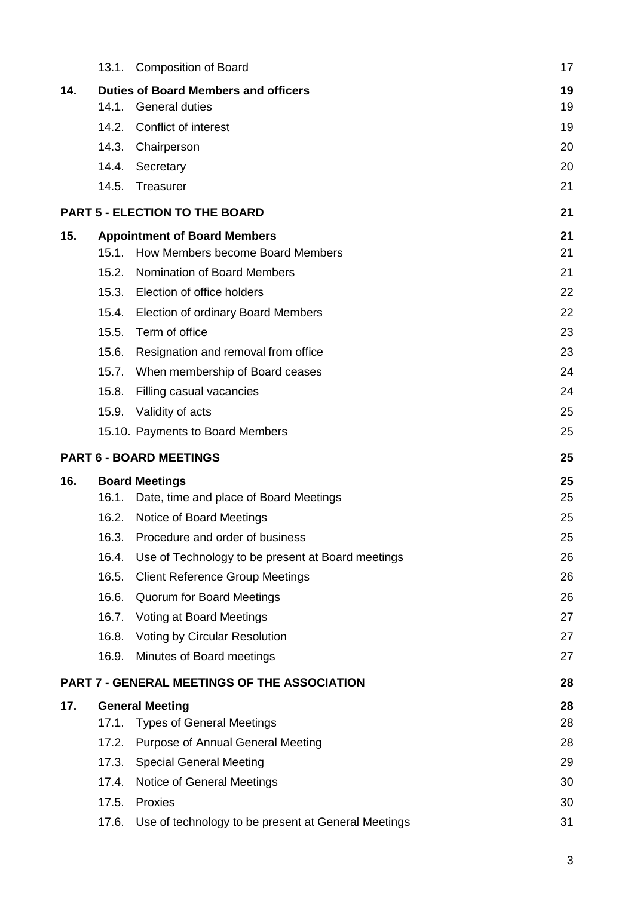| | | |
|---|---|---|
| | 13.1. Composition of Board | 17 |
| **14.** | **Duties of Board Members and officers** | **19** |
| | 14.1. General duties | 19 |
| | 14.2. Conflict of interest | 19 |
| | 14.3. Chairperson | 20 |
| | 14.4. Secretary | 20 |
| | 14.5. Treasurer | 21 |
| **PART 5 - ELECTION TO THE BOARD** | | **21** |
| **15.** | **Appointment of Board Members** | **21** |
| | 15.1. How Members become Board Members | 21 |
| | 15.2. Nomination of Board Members | 21 |
| | 15.3. Election of office holders | 22 |
| | 15.4. Election of ordinary Board Members | 22 |
| | 15.5. Term of office | 23 |
| | 15.6. Resignation and removal from office | 23 |
| | 15.7. When membership of Board ceases | 24 |
| | 15.8. Filling casual vacancies | 24 |
| | 15.9. Validity of acts | 25 |
| | 15.10. Payments to Board Members | 25 |
| **PART 6 - BOARD MEETINGS** | | **25** |
| **16.** | **Board Meetings** | **25** |
| | 16.1. Date, time and place of Board Meetings | 25 |
| | 16.2. Notice of Board Meetings | 25 |
| | 16.3. Procedure and order of business | 25 |
| | 16.4. Use of Technology to be present at Board meetings | 26 |
| | 16.5. Client Reference Group Meetings | 26 |
| | 16.6. Quorum for Board Meetings | 26 |
| | 16.7. Voting at Board Meetings | 27 |
| | 16.8. Voting by Circular Resolution | 27 |
| | 16.9. Minutes of Board meetings | 27 |
| **PART 7 - GENERAL MEETINGS OF THE ASSOCIATION** | | **28** |
| **17.** | **General Meeting** | **28** |
| | 17.1. Types of General Meetings | 28 |
| | 17.2. Purpose of Annual General Meeting | 28 |
| | 17.3. Special General Meeting | 29 |
| | 17.4. Notice of General Meetings | 30 |
| | 17.5. Proxies | 30 |
| | 17.6. Use of technology to be present at General Meetings | 31 |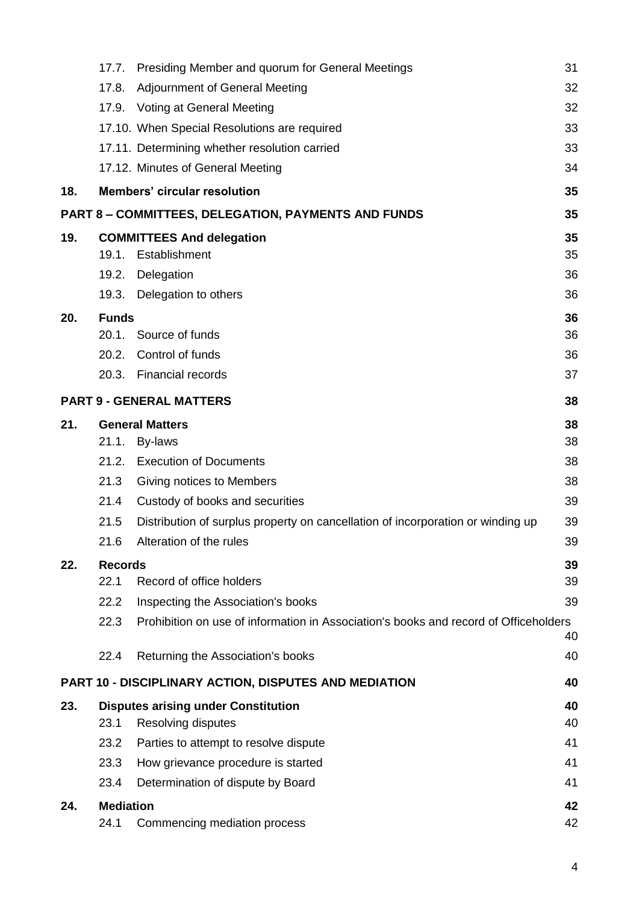| | | |
|---|---|---|
| 17.7. | Presiding Member and quorum for General Meetings | 31 |
| 17.8. | Adjournment of General Meeting | 32 |
| 17.9. | Voting at General Meeting | 32 |
| 17.10. | When Special Resolutions are required | 33 |
| 17.11. | Determining whether resolution carried | 33 |
| 17.12. | Minutes of General Meeting | 34 |
| **18.** | **Members' circular resolution** | **35** |
| **PART 8 – COMMITTEES, DELEGATION, PAYMENTS AND FUNDS** | | **35** |
| **19.** | **COMMITTEES And delegation** | **35** |
| 19.1. | Establishment | 35 |
| 19.2. | Delegation | 36 |
| 19.3. | Delegation to others | 36 |
| **20.** | **Funds** | **36** |
| 20.1. | Source of funds | 36 |
| 20.2. | Control of funds | 36 |
| 20.3. | Financial records | 37 |
| **PART 9 - GENERAL MATTERS** | | **38** |
| **21.** | **General Matters** | **38** |
| 21.1. | By-laws | 38 |
| 21.2. | Execution of Documents | 38 |
| 21.3 | Giving notices to Members | 38 |
| 21.4 | Custody of books and securities | 39 |
| 21.5 | Distribution of surplus property on cancellation of incorporation or winding up | 39 |
| 21.6 | Alteration of the rules | 39 |
| **22.** | **Records** | **39** |
| 22.1 | Record of office holders | 39 |
| 22.2 | Inspecting the Association's books | 39 |
| 22.3 | Prohibition on use of information in Association's books and record of Officeholders | 40 |
| 22.4 | Returning the Association's books | 40 |
| **PART 10 - DISCIPLINARY ACTION, DISPUTES AND MEDIATION** | | **40** |
| **23.** | **Disputes arising under Constitution** | **40** |
| 23.1 | Resolving disputes | 40 |
| 23.2 | Parties to attempt to resolve dispute | 41 |
| 23.3 | How grievance procedure is started | 41 |
| 23.4 | Determination of dispute by Board | 41 |
| **24.** | **Mediation** | **42** |
| 24.1 | Commencing mediation process | 42 |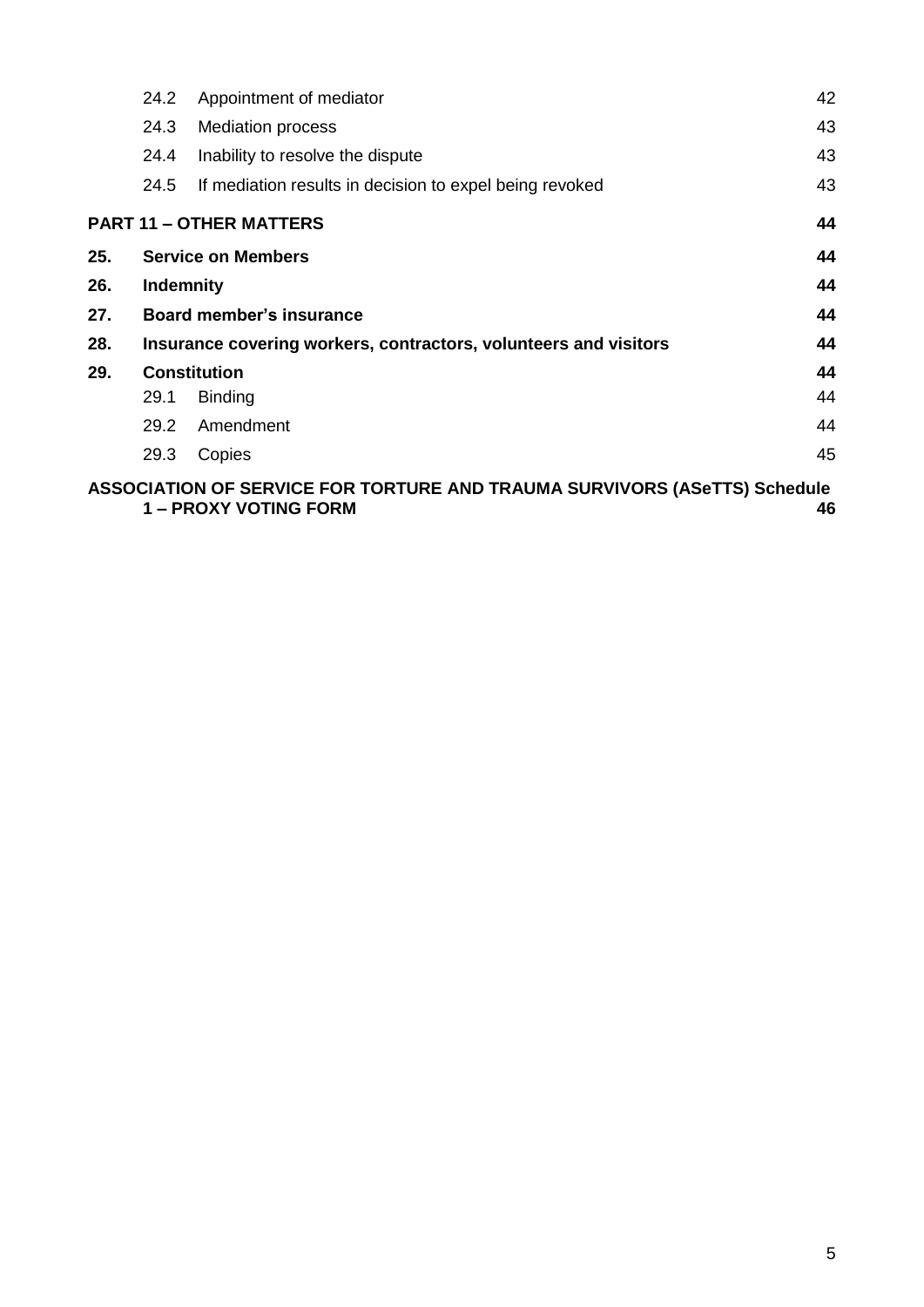| | | |
|---|---|---|
| 24.2 | Appointment of mediator | 42 |
| 24.3 | Mediation process | 43 |
| 24.4 | Inability to resolve the dispute | 43 |
| 24.5 | If mediation results in decision to expel being revoked | 43 |
| **PART 11 – OTHER MATTERS** | | **44** |
| **25.** | **Service on Members** | **44** |
| **26.** | **Indemnity** | **44** |
| **27.** | **Board member's insurance** | **44** |
| **28.** | **Insurance covering workers, contractors, volunteers and visitors** | **44** |
| **29.** | **Constitution** | **44** |
| 29.1 | Binding | 44 |
| 29.2 | Amendment | 44 |
| 29.3 | Copies | 45 |
| **ASSOCIATION OF SERVICE FOR TORTURE AND TRAUMA SURVIVORS (ASeTTS) Schedule 1 – PROXY VOTING FORM** | | **46** |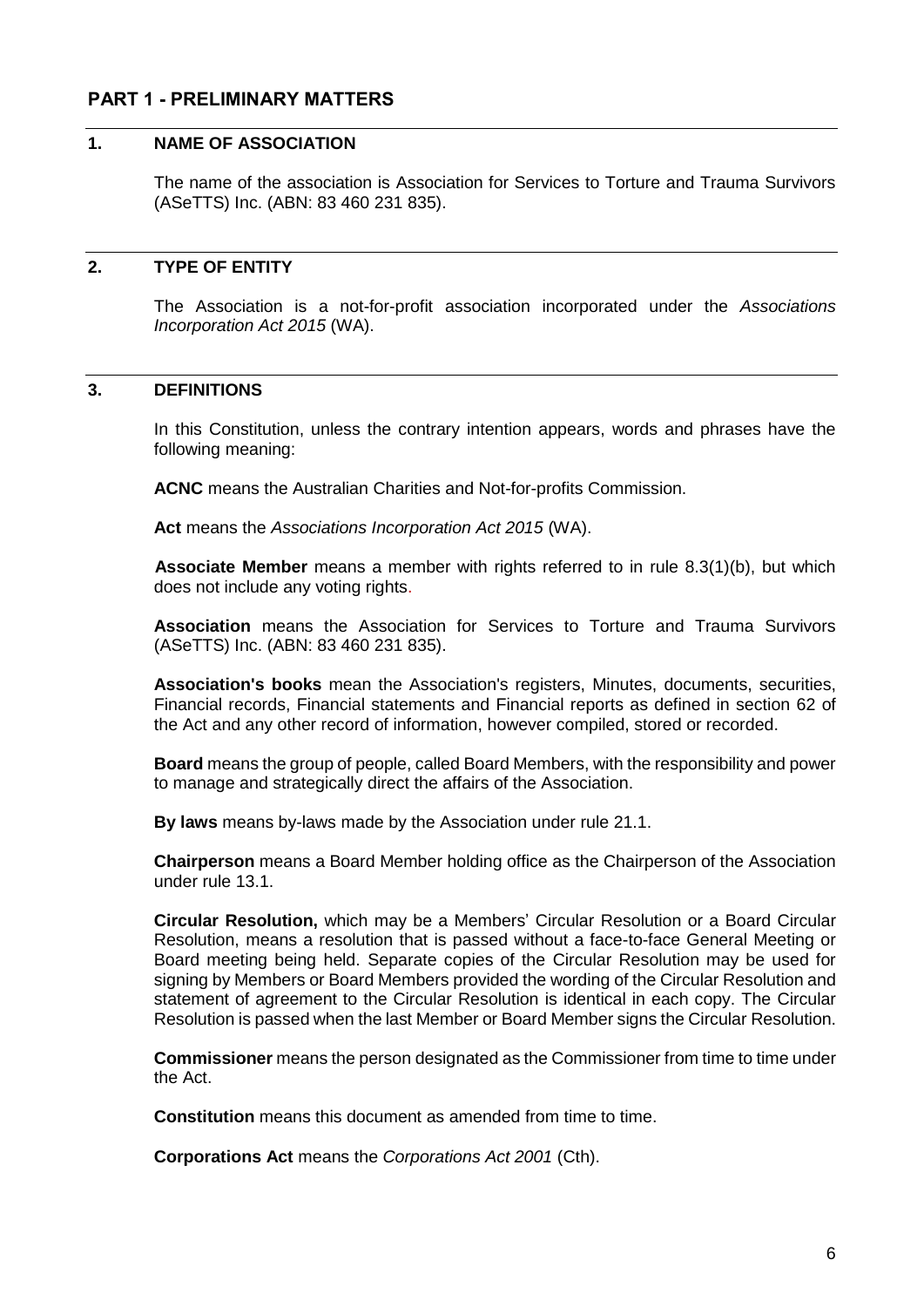# PART 1 - PRELIMINARY MATTERS

## 1. NAME OF ASSOCIATION

The name of the association is Association for Services to Torture and Trauma Survivors (ASeTTS) Inc. (ABN: 83 460 231 835).

## 2. TYPE OF ENTITY

The Association is a not-for-profit association incorporated under the *Associations Incorporation Act 2015* (WA).

## 3. DEFINITIONS

In this Constitution, unless the contrary intention appears, words and phrases have the following meaning:

**ACNC** means the Australian Charities and Not-for-profits Commission.

**Act** means the *Associations Incorporation Act 2015* (WA).

**Associate Member** means a member with rights referred to in rule 8.3(1)(b), but which does not include any voting rights.

**Association** means the Association for Services to Torture and Trauma Survivors (ASeTTS) Inc. (ABN: 83 460 231 835).

**Association's books** mean the Association's registers, Minutes, documents, securities, Financial records, Financial statements and Financial reports as defined in section 62 of the Act and any other record of information, however compiled, stored or recorded.

**Board** means the group of people, called Board Members, with the responsibility and power to manage and strategically direct the affairs of the Association.

**By laws** means by-laws made by the Association under rule 21.1.

**Chairperson** means a Board Member holding office as the Chairperson of the Association under rule 13.1.

**Circular Resolution,** which may be a Members' Circular Resolution or a Board Circular Resolution, means a resolution that is passed without a face-to-face General Meeting or Board meeting being held. Separate copies of the Circular Resolution may be used for signing by Members or Board Members provided the wording of the Circular Resolution and statement of agreement to the Circular Resolution is identical in each copy. The Circular Resolution is passed when the last Member or Board Member signs the Circular Resolution.

**Commissioner** means the person designated as the Commissioner from time to time under the Act.

**Constitution** means this document as amended from time to time.

**Corporations Act** means the *Corporations Act 2001* (Cth).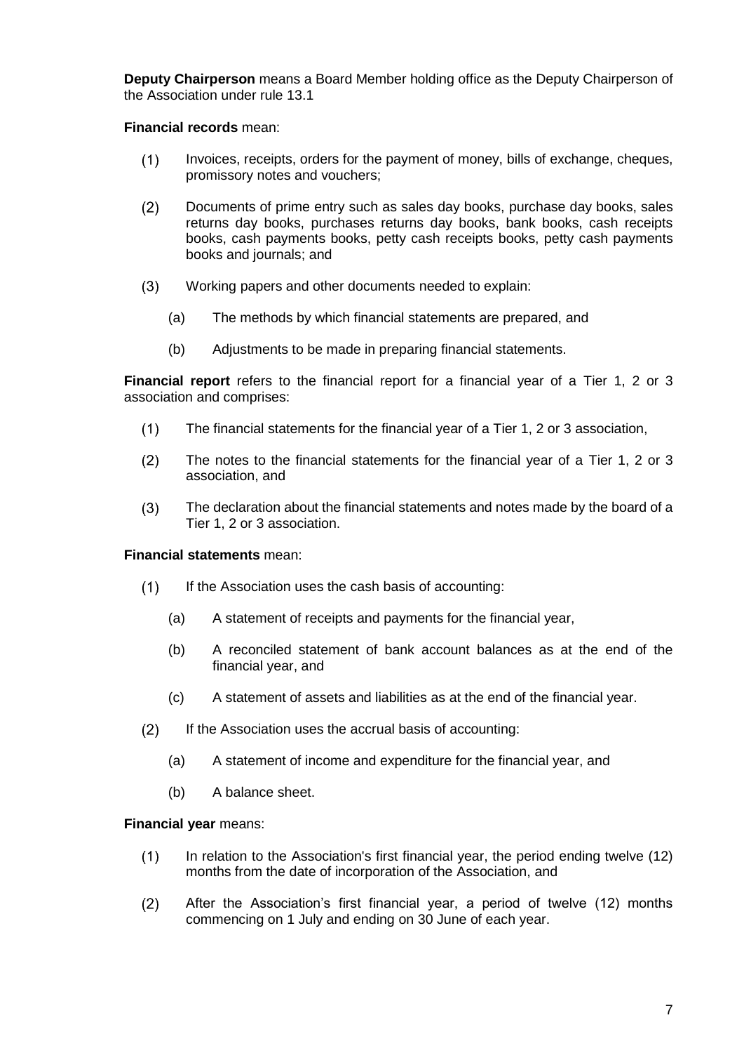**Deputy Chairperson** means a Board Member holding office as the Deputy Chairperson of the Association under rule 13.1

**Financial records** mean:

(1) Invoices, receipts, orders for the payment of money, bills of exchange, cheques, promissory notes and vouchers;

(2) Documents of prime entry such as sales day books, purchase day books, sales returns day books, purchases returns day books, bank books, cash receipts books, cash payments books, petty cash receipts books, petty cash payments books and journals; and

(3) Working papers and other documents needed to explain:

  (a) The methods by which financial statements are prepared, and

  (b) Adjustments to be made in preparing financial statements.

**Financial report** refers to the financial report for a financial year of a Tier 1, 2 or 3 association and comprises:

(1) The financial statements for the financial year of a Tier 1, 2 or 3 association,

(2) The notes to the financial statements for the financial year of a Tier 1, 2 or 3 association, and

(3) The declaration about the financial statements and notes made by the board of a Tier 1, 2 or 3 association.

**Financial statements** mean:

(1) If the Association uses the cash basis of accounting:

  (a) A statement of receipts and payments for the financial year,

  (b) A reconciled statement of bank account balances as at the end of the financial year, and

  (c) A statement of assets and liabilities as at the end of the financial year.

(2) If the Association uses the accrual basis of accounting:

  (a) A statement of income and expenditure for the financial year, and

  (b) A balance sheet.

**Financial year** means:

(1) In relation to the Association's first financial year, the period ending twelve (12) months from the date of incorporation of the Association, and

(2) After the Association's first financial year, a period of twelve (12) months commencing on 1 July and ending on 30 June of each year.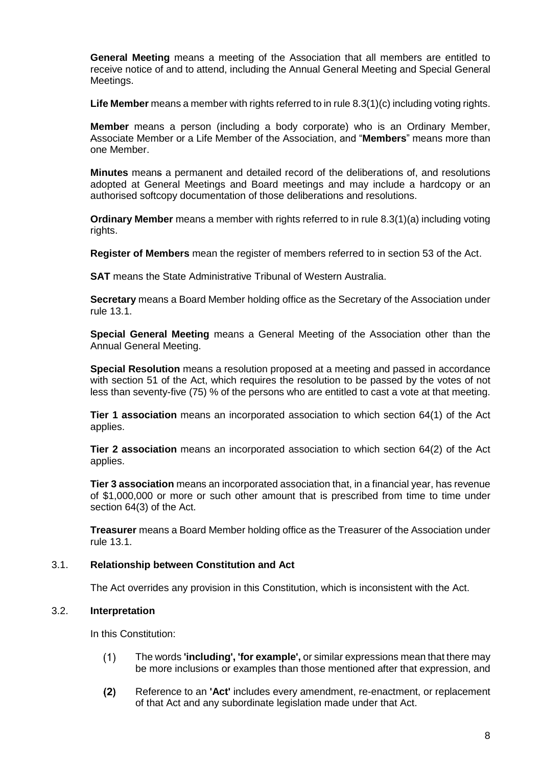**General Meeting** means a meeting of the Association that all members are entitled to receive notice of and to attend, including the Annual General Meeting and Special General Meetings.

**Life Member** means a member with rights referred to in rule 8.3(1)(c) including voting rights.

**Member** means a person (including a body corporate) who is an Ordinary Member, Associate Member or a Life Member of the Association, and "**Members**" means more than one Member.

**Minutes** means a permanent and detailed record of the deliberations of, and resolutions adopted at General Meetings and Board meetings and may include a hardcopy or an authorised softcopy documentation of those deliberations and resolutions.

**Ordinary Member** means a member with rights referred to in rule 8.3(1)(a) including voting rights.

**Register of Members** mean the register of members referred to in section 53 of the Act.

**SAT** means the State Administrative Tribunal of Western Australia.

**Secretary** means a Board Member holding office as the Secretary of the Association under rule 13.1.

**Special General Meeting** means a General Meeting of the Association other than the Annual General Meeting.

**Special Resolution** means a resolution proposed at a meeting and passed in accordance with section 51 of the Act, which requires the resolution to be passed by the votes of not less than seventy-five (75) % of the persons who are entitled to cast a vote at that meeting.

**Tier 1 association** means an incorporated association to which section 64(1) of the Act applies.

**Tier 2 association** means an incorporated association to which section 64(2) of the Act applies.

**Tier 3 association** means an incorporated association that, in a financial year, has revenue of $1,000,000 or more or such other amount that is prescribed from time to time under section 64(3) of the Act.

**Treasurer** means a Board Member holding office as the Treasurer of the Association under rule 13.1.

### 3.1. Relationship between Constitution and Act

The Act overrides any provision in this Constitution, which is inconsistent with the Act.

### 3.2. Interpretation

In this Constitution:

(1) The words **'including', 'for example',** or similar expressions mean that there may be more inclusions or examples than those mentioned after that expression, and

**(2)** Reference to an **'Act'** includes every amendment, re-enactment, or replacement of that Act and any subordinate legislation made under that Act.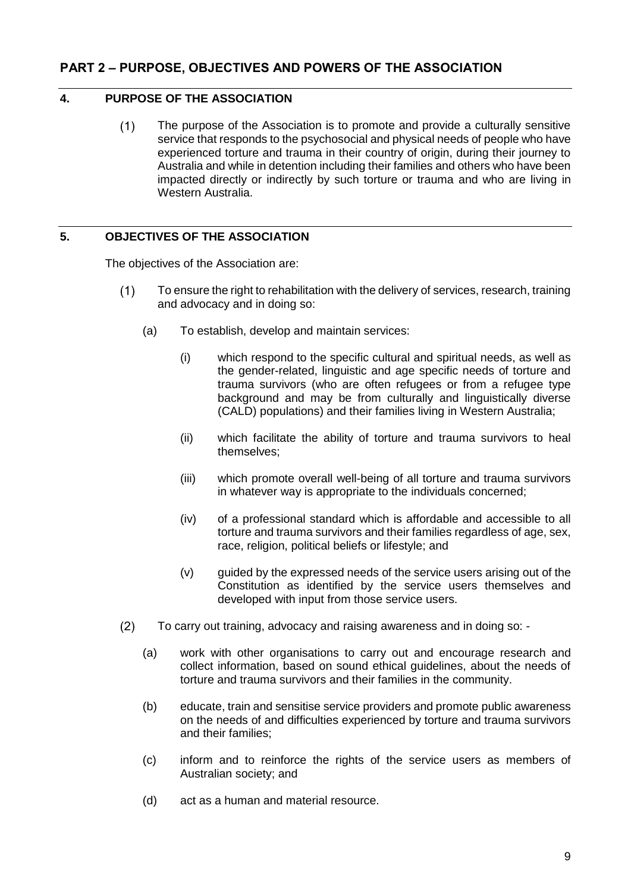## PART 2 – PURPOSE, OBJECTIVES AND POWERS OF THE ASSOCIATION

### 4. PURPOSE OF THE ASSOCIATION

(1) The purpose of the Association is to promote and provide a culturally sensitive service that responds to the psychosocial and physical needs of people who have experienced torture and trauma in their country of origin, during their journey to Australia and while in detention including their families and others who have been impacted directly or indirectly by such torture or trauma and who are living in Western Australia.

### 5. OBJECTIVES OF THE ASSOCIATION

The objectives of the Association are:

(1) To ensure the right to rehabilitation with the delivery of services, research, training and advocacy and in doing so:

  (a) To establish, develop and maintain services:

    (i) which respond to the specific cultural and spiritual needs, as well as the gender-related, linguistic and age specific needs of torture and trauma survivors (who are often refugees or from a refugee type background and may be from culturally and linguistically diverse (CALD) populations) and their families living in Western Australia;

    (ii) which facilitate the ability of torture and trauma survivors to heal themselves;

    (iii) which promote overall well-being of all torture and trauma survivors in whatever way is appropriate to the individuals concerned;

    (iv) of a professional standard which is affordable and accessible to all torture and trauma survivors and their families regardless of age, sex, race, religion, political beliefs or lifestyle; and

    (v) guided by the expressed needs of the service users arising out of the Constitution as identified by the service users themselves and developed with input from those service users.

(2) To carry out training, advocacy and raising awareness and in doing so: -

  (a) work with other organisations to carry out and encourage research and collect information, based on sound ethical guidelines, about the needs of torture and trauma survivors and their families in the community.

  (b) educate, train and sensitise service providers and promote public awareness on the needs of and difficulties experienced by torture and trauma survivors and their families;

  (c) inform and to reinforce the rights of the service users as members of Australian society; and

  (d) act as a human and material resource.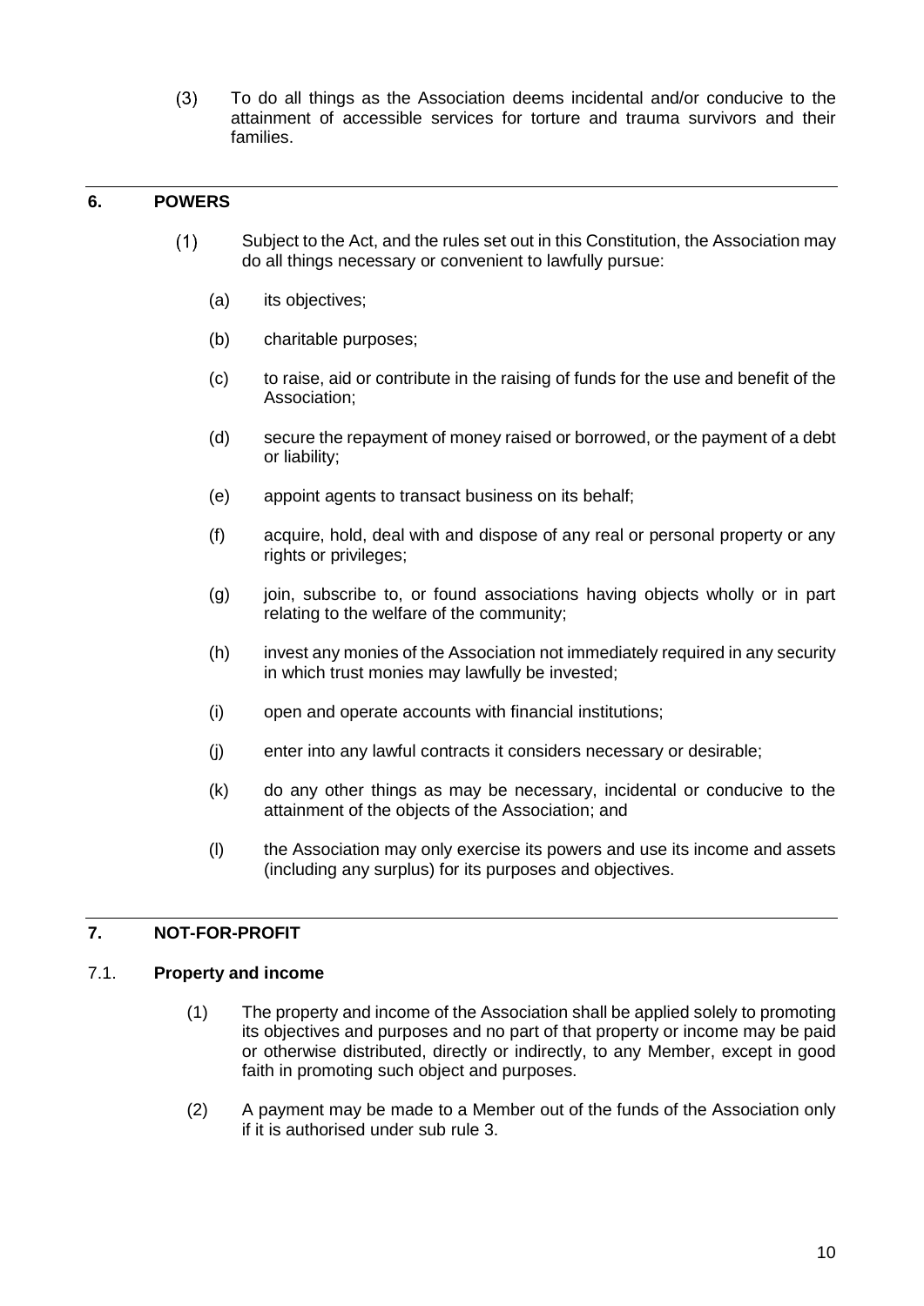(3) To do all things as the Association deems incidental and/or conducive to the attainment of accessible services for torture and trauma survivors and their families.

## 6. POWERS

(1) Subject to the Act, and the rules set out in this Constitution, the Association may do all things necessary or convenient to lawfully pursue:

(a) its objectives;

(b) charitable purposes;

(c) to raise, aid or contribute in the raising of funds for the use and benefit of the Association;

(d) secure the repayment of money raised or borrowed, or the payment of a debt or liability;

(e) appoint agents to transact business on its behalf;

(f) acquire, hold, deal with and dispose of any real or personal property or any rights or privileges;

(g) join, subscribe to, or found associations having objects wholly or in part relating to the welfare of the community;

(h) invest any monies of the Association not immediately required in any security in which trust monies may lawfully be invested;

(i) open and operate accounts with financial institutions;

(j) enter into any lawful contracts it considers necessary or desirable;

(k) do any other things as may be necessary, incidental or conducive to the attainment of the objects of the Association; and

(l) the Association may only exercise its powers and use its income and assets (including any surplus) for its purposes and objectives.

## 7. NOT-FOR-PROFIT

### 7.1. Property and income

(1) The property and income of the Association shall be applied solely to promoting its objectives and purposes and no part of that property or income may be paid or otherwise distributed, directly or indirectly, to any Member, except in good faith in promoting such object and purposes.

(2) A payment may be made to a Member out of the funds of the Association only if it is authorised under sub rule 3.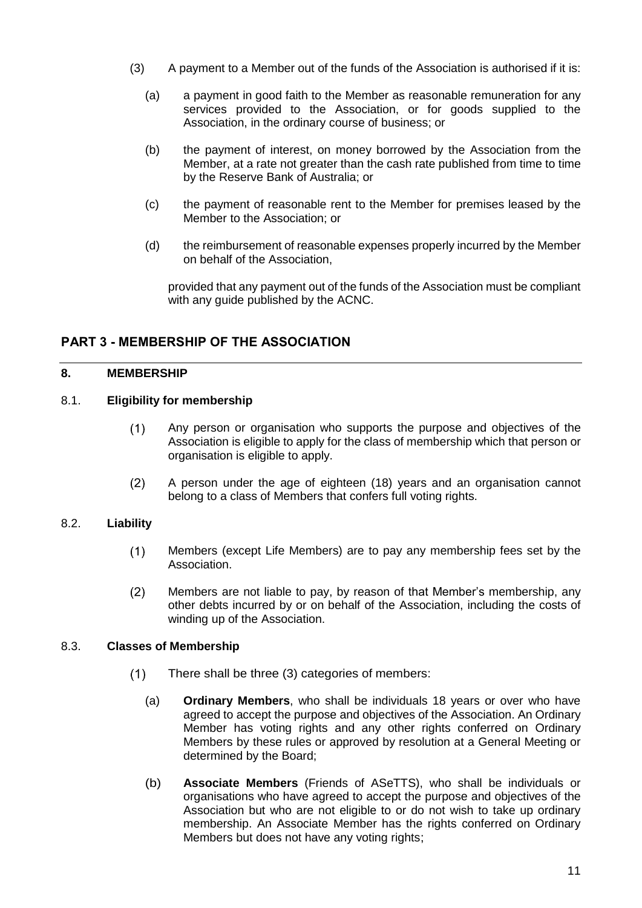(3) A payment to a Member out of the funds of the Association is authorised if it is:

(a) a payment in good faith to the Member as reasonable remuneration for any services provided to the Association, or for goods supplied to the Association, in the ordinary course of business; or

(b) the payment of interest, on money borrowed by the Association from the Member, at a rate not greater than the cash rate published from time to time by the Reserve Bank of Australia; or

(c) the payment of reasonable rent to the Member for premises leased by the Member to the Association; or

(d) the reimbursement of reasonable expenses properly incurred by the Member on behalf of the Association,

provided that any payment out of the funds of the Association must be compliant with any guide published by the ACNC.

## PART 3 - MEMBERSHIP OF THE ASSOCIATION

### 8. MEMBERSHIP

#### 8.1. Eligibility for membership

(1) Any person or organisation who supports the purpose and objectives of the Association is eligible to apply for the class of membership which that person or organisation is eligible to apply.

(2) A person under the age of eighteen (18) years and an organisation cannot belong to a class of Members that confers full voting rights.

#### 8.2. Liability

(1) Members (except Life Members) are to pay any membership fees set by the Association.

(2) Members are not liable to pay, by reason of that Member's membership, any other debts incurred by or on behalf of the Association, including the costs of winding up of the Association.

#### 8.3. Classes of Membership

(1) There shall be three (3) categories of members:

(a) **Ordinary Members**, who shall be individuals 18 years or over who have agreed to accept the purpose and objectives of the Association. An Ordinary Member has voting rights and any other rights conferred on Ordinary Members by these rules or approved by resolution at a General Meeting or determined by the Board;

(b) **Associate Members** (Friends of ASeTTS), who shall be individuals or organisations who have agreed to accept the purpose and objectives of the Association but who are not eligible to or do not wish to take up ordinary membership. An Associate Member has the rights conferred on Ordinary Members but does not have any voting rights;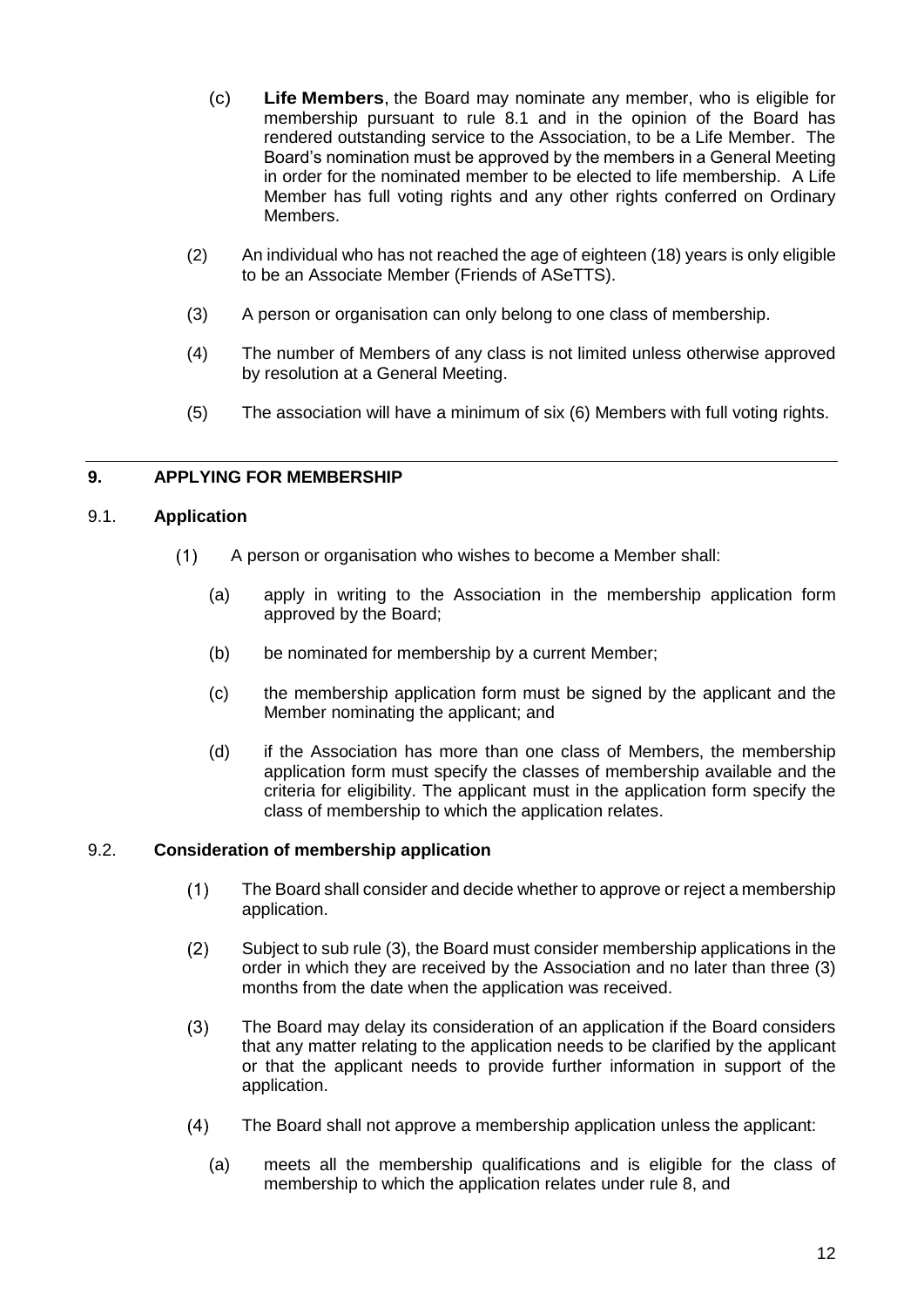(c) **Life Members**, the Board may nominate any member, who is eligible for membership pursuant to rule 8.1 and in the opinion of the Board has rendered outstanding service to the Association, to be a Life Member. The Board's nomination must be approved by the members in a General Meeting in order for the nominated member to be elected to life membership. A Life Member has full voting rights and any other rights conferred on Ordinary Members.

(2) An individual who has not reached the age of eighteen (18) years is only eligible to be an Associate Member (Friends of ASeTTS).

(3) A person or organisation can only belong to one class of membership.

(4) The number of Members of any class is not limited unless otherwise approved by resolution at a General Meeting.

(5) The association will have a minimum of six (6) Members with full voting rights.

---

## 9. APPLYING FOR MEMBERSHIP

### 9.1. Application

(1) A person or organisation who wishes to become a Member shall:

(a) apply in writing to the Association in the membership application form approved by the Board;

(b) be nominated for membership by a current Member;

(c) the membership application form must be signed by the applicant and the Member nominating the applicant; and

(d) if the Association has more than one class of Members, the membership application form must specify the classes of membership available and the criteria for eligibility. The applicant must in the application form specify the class of membership to which the application relates.

### 9.2. Consideration of membership application

(1) The Board shall consider and decide whether to approve or reject a membership application.

(2) Subject to sub rule (3), the Board must consider membership applications in the order in which they are received by the Association and no later than three (3) months from the date when the application was received.

(3) The Board may delay its consideration of an application if the Board considers that any matter relating to the application needs to be clarified by the applicant or that the applicant needs to provide further information in support of the application.

(4) The Board shall not approve a membership application unless the applicant:

(a) meets all the membership qualifications and is eligible for the class of membership to which the application relates under rule 8, and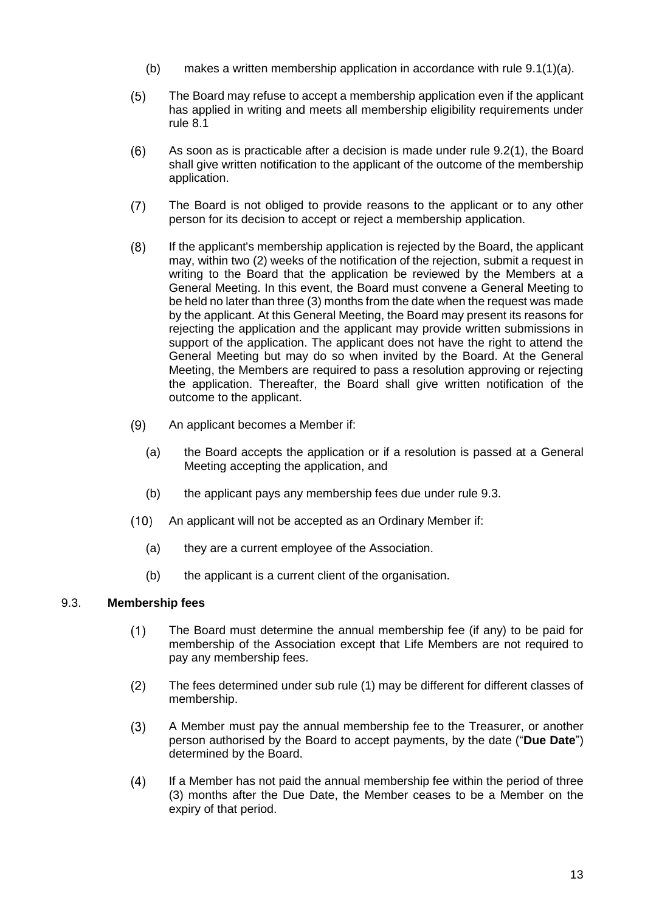(b) makes a written membership application in accordance with rule 9.1(1)(a).

(5) The Board may refuse to accept a membership application even if the applicant has applied in writing and meets all membership eligibility requirements under rule 8.1

(6) As soon as is practicable after a decision is made under rule 9.2(1), the Board shall give written notification to the applicant of the outcome of the membership application.

(7) The Board is not obliged to provide reasons to the applicant or to any other person for its decision to accept or reject a membership application.

(8) If the applicant's membership application is rejected by the Board, the applicant may, within two (2) weeks of the notification of the rejection, submit a request in writing to the Board that the application be reviewed by the Members at a General Meeting. In this event, the Board must convene a General Meeting to be held no later than three (3) months from the date when the request was made by the applicant. At this General Meeting, the Board may present its reasons for rejecting the application and the applicant may provide written submissions in support of the application. The applicant does not have the right to attend the General Meeting but may do so when invited by the Board. At the General Meeting, the Members are required to pass a resolution approving or rejecting the application. Thereafter, the Board shall give written notification of the outcome to the applicant.

(9) An applicant becomes a Member if:

(a) the Board accepts the application or if a resolution is passed at a General Meeting accepting the application, and

(b) the applicant pays any membership fees due under rule 9.3.

(10) An applicant will not be accepted as an Ordinary Member if:

(a) they are a current employee of the Association.

(b) the applicant is a current client of the organisation.

### 9.3. **Membership fees**

(1) The Board must determine the annual membership fee (if any) to be paid for membership of the Association except that Life Members are not required to pay any membership fees.

(2) The fees determined under sub rule (1) may be different for different classes of membership.

(3) A Member must pay the annual membership fee to the Treasurer, or another person authorised by the Board to accept payments, by the date ("**Due Date**") determined by the Board.

(4) If a Member has not paid the annual membership fee within the period of three (3) months after the Due Date, the Member ceases to be a Member on the expiry of that period.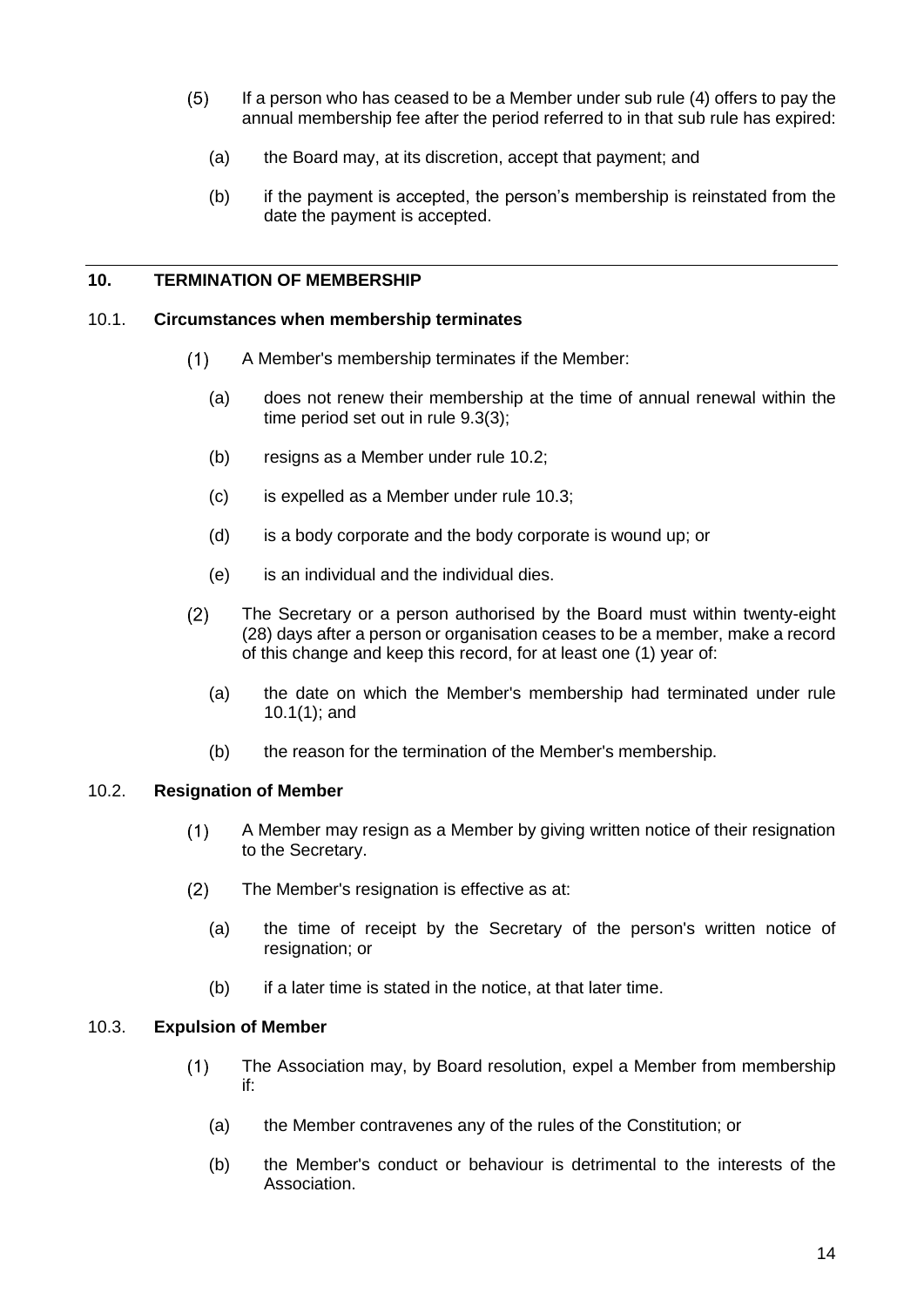(5) If a person who has ceased to be a Member under sub rule (4) offers to pay the annual membership fee after the period referred to in that sub rule has expired:

(a) the Board may, at its discretion, accept that payment; and

(b) if the payment is accepted, the person's membership is reinstated from the date the payment is accepted.

---

## 10. TERMINATION OF MEMBERSHIP

### 10.1. Circumstances when membership terminates

(1) A Member's membership terminates if the Member:

(a) does not renew their membership at the time of annual renewal within the time period set out in rule 9.3(3);

(b) resigns as a Member under rule 10.2;

(c) is expelled as a Member under rule 10.3;

(d) is a body corporate and the body corporate is wound up; or

(e) is an individual and the individual dies.

(2) The Secretary or a person authorised by the Board must within twenty-eight (28) days after a person or organisation ceases to be a member, make a record of this change and keep this record, for at least one (1) year of:

(a) the date on which the Member's membership had terminated under rule 10.1(1); and

(b) the reason for the termination of the Member's membership.

### 10.2. Resignation of Member

(1) A Member may resign as a Member by giving written notice of their resignation to the Secretary.

(2) The Member's resignation is effective as at:

(a) the time of receipt by the Secretary of the person's written notice of resignation; or

(b) if a later time is stated in the notice, at that later time.

### 10.3. Expulsion of Member

(1) The Association may, by Board resolution, expel a Member from membership if:

(a) the Member contravenes any of the rules of the Constitution; or

(b) the Member's conduct or behaviour is detrimental to the interests of the Association.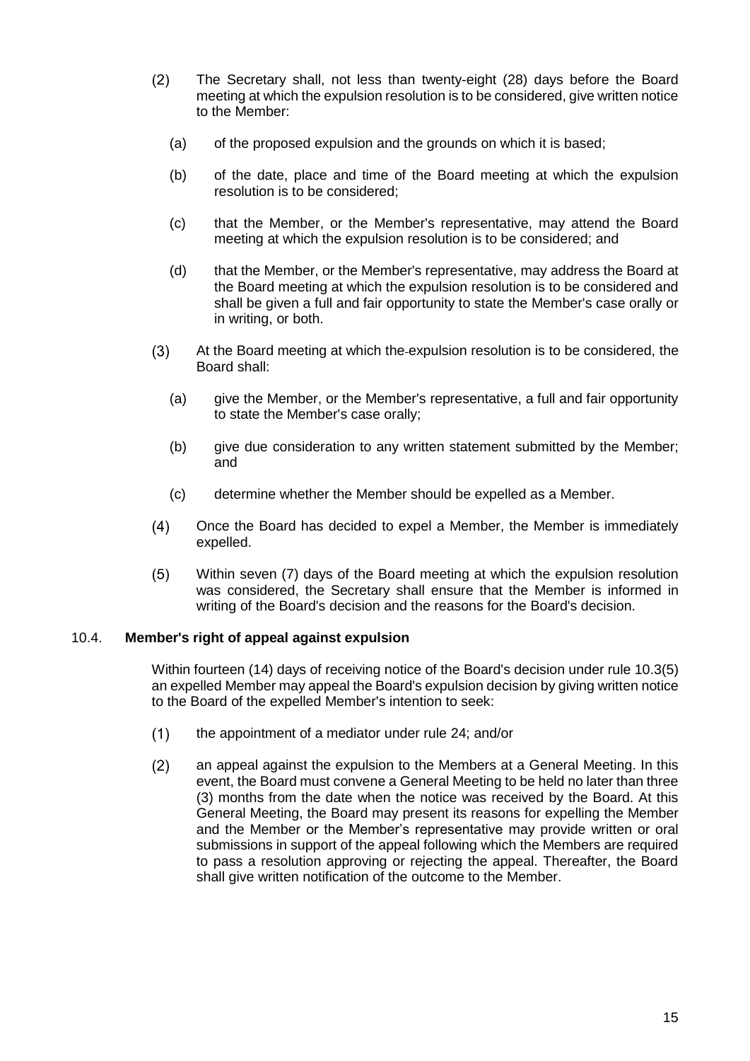(2) The Secretary shall, not less than twenty-eight (28) days before the Board meeting at which the expulsion resolution is to be considered, give written notice to the Member:

  (a) of the proposed expulsion and the grounds on which it is based;

  (b) of the date, place and time of the Board meeting at which the expulsion resolution is to be considered;

  (c) that the Member, or the Member's representative, may attend the Board meeting at which the expulsion resolution is to be considered; and

  (d) that the Member, or the Member's representative, may address the Board at the Board meeting at which the expulsion resolution is to be considered and shall be given a full and fair opportunity to state the Member's case orally or in writing, or both.

(3) At the Board meeting at which the expulsion resolution is to be considered, the Board shall:

  (a) give the Member, or the Member's representative, a full and fair opportunity to state the Member's case orally;

  (b) give due consideration to any written statement submitted by the Member; and

  (c) determine whether the Member should be expelled as a Member.

(4) Once the Board has decided to expel a Member, the Member is immediately expelled.

(5) Within seven (7) days of the Board meeting at which the expulsion resolution was considered, the Secretary shall ensure that the Member is informed in writing of the Board's decision and the reasons for the Board's decision.

### 10.4. **Member's right of appeal against expulsion**

Within fourteen (14) days of receiving notice of the Board's decision under rule 10.3(5) an expelled Member may appeal the Board's expulsion decision by giving written notice to the Board of the expelled Member's intention to seek:

(1) the appointment of a mediator under rule 24; and/or

(2) an appeal against the expulsion to the Members at a General Meeting. In this event, the Board must convene a General Meeting to be held no later than three (3) months from the date when the notice was received by the Board. At this General Meeting, the Board may present its reasons for expelling the Member and the Member or the Member's representative may provide written or oral submissions in support of the appeal following which the Members are required to pass a resolution approving or rejecting the appeal. Thereafter, the Board shall give written notification of the outcome to the Member.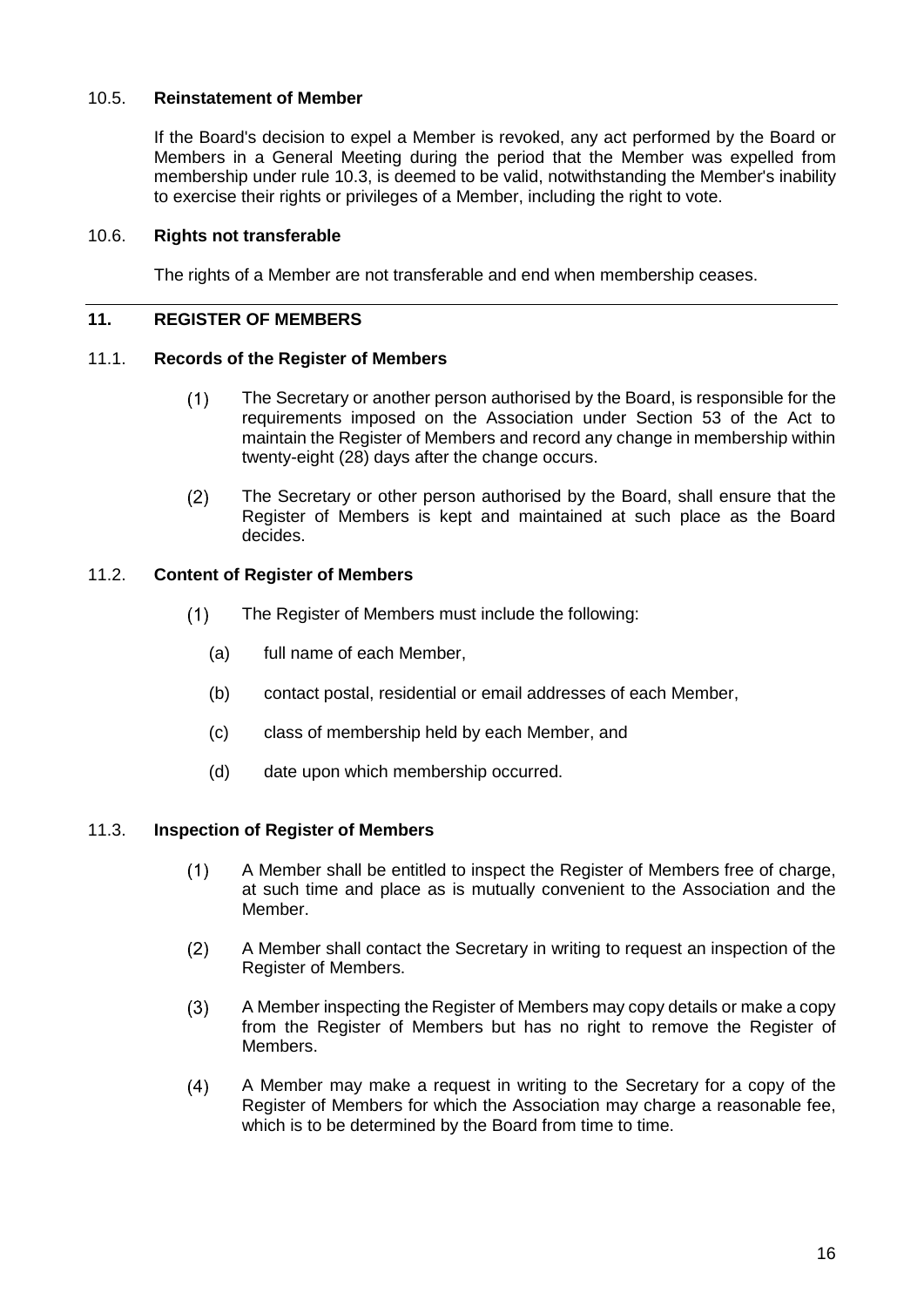### 10.5. Reinstatement of Member

If the Board's decision to expel a Member is revoked, any act performed by the Board or Members in a General Meeting during the period that the Member was expelled from membership under rule 10.3, is deemed to be valid, notwithstanding the Member's inability to exercise their rights or privileges of a Member, including the right to vote.

### 10.6. Rights not transferable

The rights of a Member are not transferable and end when membership ceases.

---

## 11. REGISTER OF MEMBERS

### 11.1. Records of the Register of Members

(1) The Secretary or another person authorised by the Board, is responsible for the requirements imposed on the Association under Section 53 of the Act to maintain the Register of Members and record any change in membership within twenty-eight (28) days after the change occurs.

(2) The Secretary or other person authorised by the Board, shall ensure that the Register of Members is kept and maintained at such place as the Board decides.

### 11.2. Content of Register of Members

(1) The Register of Members must include the following:

   (a) full name of each Member,

   (b) contact postal, residential or email addresses of each Member,

   (c) class of membership held by each Member, and

   (d) date upon which membership occurred.

### 11.3. Inspection of Register of Members

(1) A Member shall be entitled to inspect the Register of Members free of charge, at such time and place as is mutually convenient to the Association and the Member.

(2) A Member shall contact the Secretary in writing to request an inspection of the Register of Members.

(3) A Member inspecting the Register of Members may copy details or make a copy from the Register of Members but has no right to remove the Register of Members.

(4) A Member may make a request in writing to the Secretary for a copy of the Register of Members for which the Association may charge a reasonable fee, which is to be determined by the Board from time to time.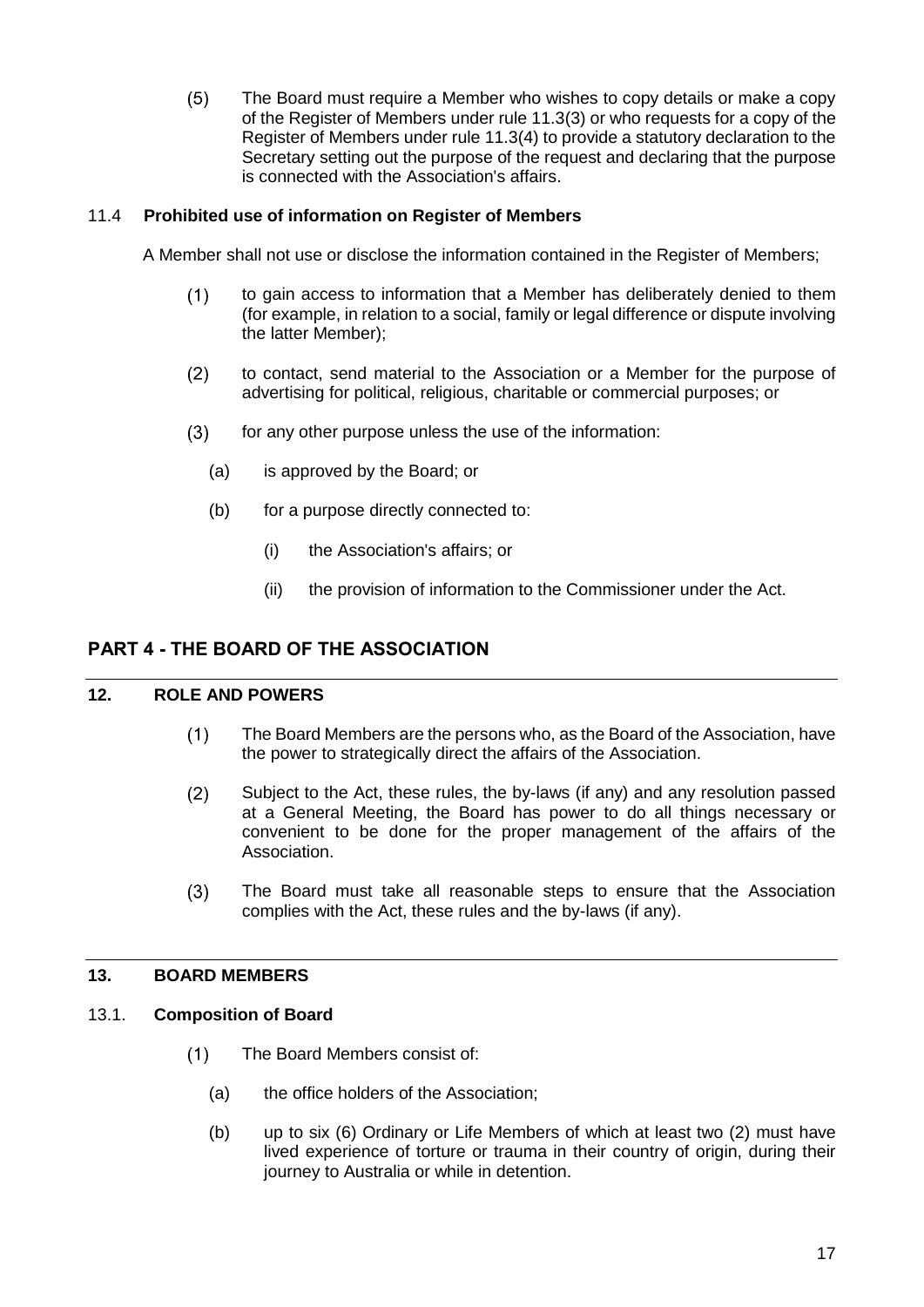(5) The Board must require a Member who wishes to copy details or make a copy of the Register of Members under rule 11.3(3) or who requests for a copy of the Register of Members under rule 11.3(4) to provide a statutory declaration to the Secretary setting out the purpose of the request and declaring that the purpose is connected with the Association's affairs.

### 11.4 Prohibited use of information on Register of Members

A Member shall not use or disclose the information contained in the Register of Members;

(1) to gain access to information that a Member has deliberately denied to them (for example, in relation to a social, family or legal difference or dispute involving the latter Member);

(2) to contact, send material to the Association or a Member for the purpose of advertising for political, religious, charitable or commercial purposes; or

(3) for any other purpose unless the use of the information:

   (a) is approved by the Board; or

   (b) for a purpose directly connected to:

      (i) the Association's affairs; or

      (ii) the provision of information to the Commissioner under the Act.

# PART 4 - THE BOARD OF THE ASSOCIATION

## 12. ROLE AND POWERS

(1) The Board Members are the persons who, as the Board of the Association, have the power to strategically direct the affairs of the Association.

(2) Subject to the Act, these rules, the by-laws (if any) and any resolution passed at a General Meeting, the Board has power to do all things necessary or convenient to be done for the proper management of the affairs of the Association.

(3) The Board must take all reasonable steps to ensure that the Association complies with the Act, these rules and the by-laws (if any).

## 13. BOARD MEMBERS

### 13.1. Composition of Board

(1) The Board Members consist of:

   (a) the office holders of the Association;

   (b) up to six (6) Ordinary or Life Members of which at least two (2) must have lived experience of torture or trauma in their country of origin, during their journey to Australia or while in detention.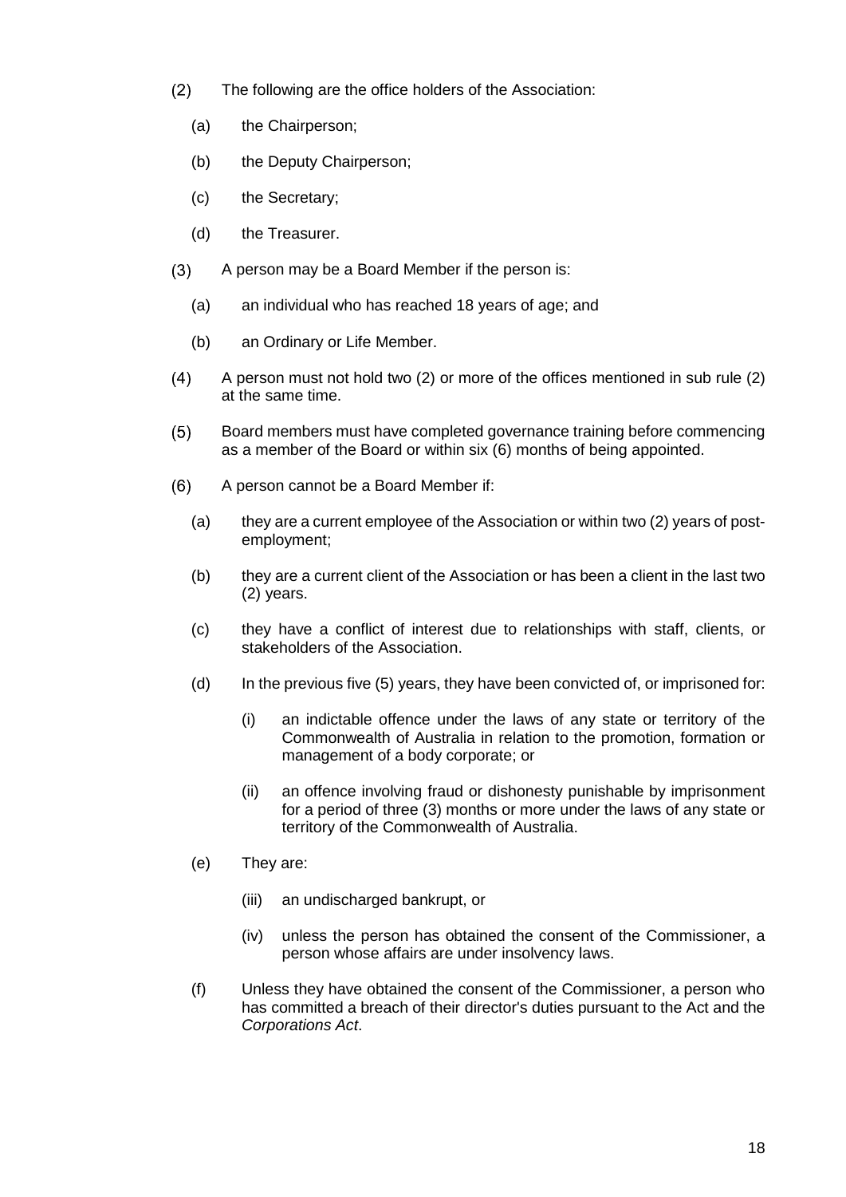(2) The following are the office holders of the Association:

   (a) the Chairperson;

   (b) the Deputy Chairperson;

   (c) the Secretary;

   (d) the Treasurer.

(3) A person may be a Board Member if the person is:

   (a) an individual who has reached 18 years of age; and

   (b) an Ordinary or Life Member.

(4) A person must not hold two (2) or more of the offices mentioned in sub rule (2) at the same time.

(5) Board members must have completed governance training before commencing as a member of the Board or within six (6) months of being appointed.

(6) A person cannot be a Board Member if:

   (a) they are a current employee of the Association or within two (2) years of post-employment;

   (b) they are a current client of the Association or has been a client in the last two (2) years.

   (c) they have a conflict of interest due to relationships with staff, clients, or stakeholders of the Association.

   (d) In the previous five (5) years, they have been convicted of, or imprisoned for:

      (i) an indictable offence under the laws of any state or territory of the Commonwealth of Australia in relation to the promotion, formation or management of a body corporate; or

      (ii) an offence involving fraud or dishonesty punishable by imprisonment for a period of three (3) months or more under the laws of any state or territory of the Commonwealth of Australia.

   (e) They are:

      (iii) an undischarged bankrupt, or

      (iv) unless the person has obtained the consent of the Commissioner, a person whose affairs are under insolvency laws.

   (f) Unless they have obtained the consent of the Commissioner, a person who has committed a breach of their director's duties pursuant to the Act and the *Corporations Act*.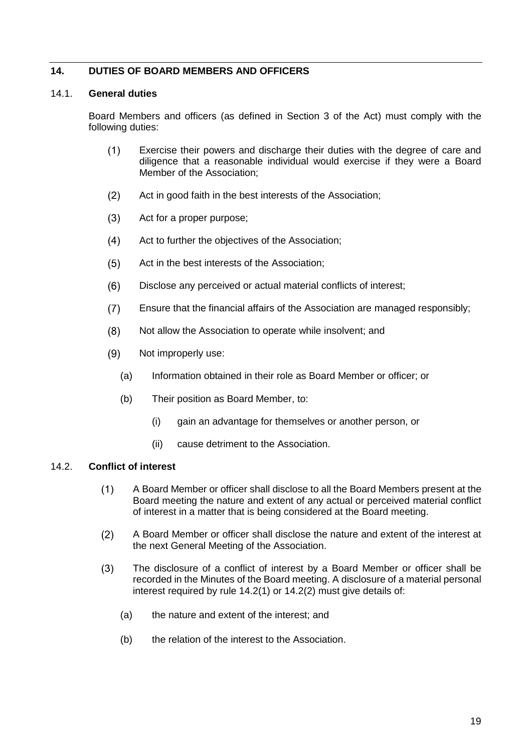## 14. DUTIES OF BOARD MEMBERS AND OFFICERS

### 14.1. General duties

Board Members and officers (as defined in Section 3 of the Act) must comply with the following duties:

(1) Exercise their powers and discharge their duties with the degree of care and diligence that a reasonable individual would exercise if they were a Board Member of the Association;

(2) Act in good faith in the best interests of the Association;

(3) Act for a proper purpose;

(4) Act to further the objectives of the Association;

(5) Act in the best interests of the Association;

(6) Disclose any perceived or actual material conflicts of interest;

(7) Ensure that the financial affairs of the Association are managed responsibly;

(8) Not allow the Association to operate while insolvent; and

(9) Not improperly use:

   (a) Information obtained in their role as Board Member or officer; or

   (b) Their position as Board Member, to:

      (i) gain an advantage for themselves or another person, or

      (ii) cause detriment to the Association.

### 14.2. Conflict of interest

(1) A Board Member or officer shall disclose to all the Board Members present at the Board meeting the nature and extent of any actual or perceived material conflict of interest in a matter that is being considered at the Board meeting.

(2) A Board Member or officer shall disclose the nature and extent of the interest at the next General Meeting of the Association.

(3) The disclosure of a conflict of interest by a Board Member or officer shall be recorded in the Minutes of the Board meeting. A disclosure of a material personal interest required by rule 14.2(1) or 14.2(2) must give details of:

   (a) the nature and extent of the interest; and

   (b) the relation of the interest to the Association.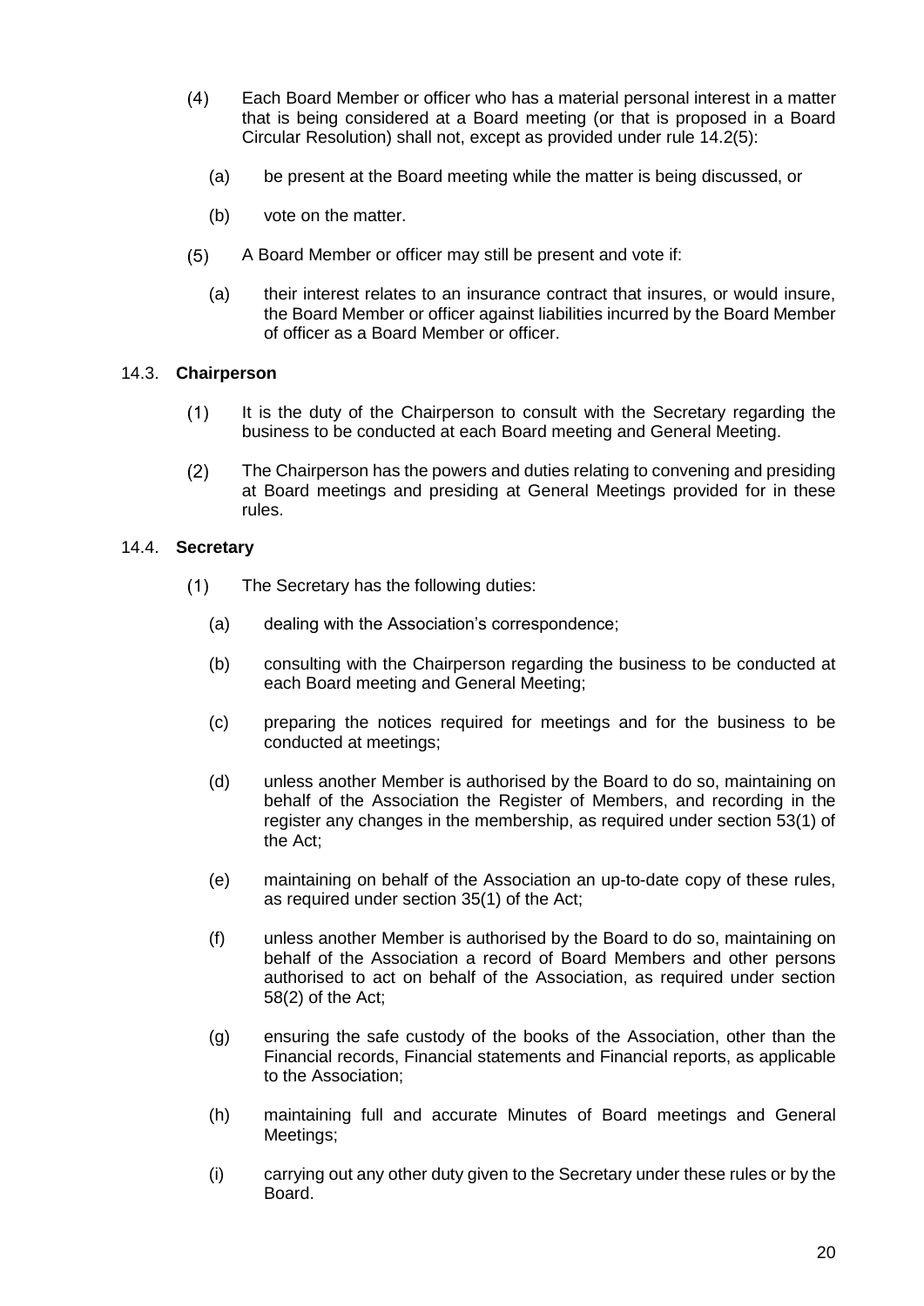(4) Each Board Member or officer who has a material personal interest in a matter that is being considered at a Board meeting (or that is proposed in a Board Circular Resolution) shall not, except as provided under rule 14.2(5):

   (a) be present at the Board meeting while the matter is being discussed, or

   (b) vote on the matter.

(5) A Board Member or officer may still be present and vote if:

   (a) their interest relates to an insurance contract that insures, or would insure, the Board Member or officer against liabilities incurred by the Board Member of officer as a Board Member or officer.

### 14.3. **Chairperson**

(1) It is the duty of the Chairperson to consult with the Secretary regarding the business to be conducted at each Board meeting and General Meeting.

(2) The Chairperson has the powers and duties relating to convening and presiding at Board meetings and presiding at General Meetings provided for in these rules.

### 14.4. **Secretary**

(1) The Secretary has the following duties:

   (a) dealing with the Association's correspondence;

   (b) consulting with the Chairperson regarding the business to be conducted at each Board meeting and General Meeting;

   (c) preparing the notices required for meetings and for the business to be conducted at meetings;

   (d) unless another Member is authorised by the Board to do so, maintaining on behalf of the Association the Register of Members, and recording in the register any changes in the membership, as required under section 53(1) of the Act;

   (e) maintaining on behalf of the Association an up-to-date copy of these rules, as required under section 35(1) of the Act;

   (f) unless another Member is authorised by the Board to do so, maintaining on behalf of the Association a record of Board Members and other persons authorised to act on behalf of the Association, as required under section 58(2) of the Act;

   (g) ensuring the safe custody of the books of the Association, other than the Financial records, Financial statements and Financial reports, as applicable to the Association;

   (h) maintaining full and accurate Minutes of Board meetings and General Meetings;

   (i) carrying out any other duty given to the Secretary under these rules or by the Board.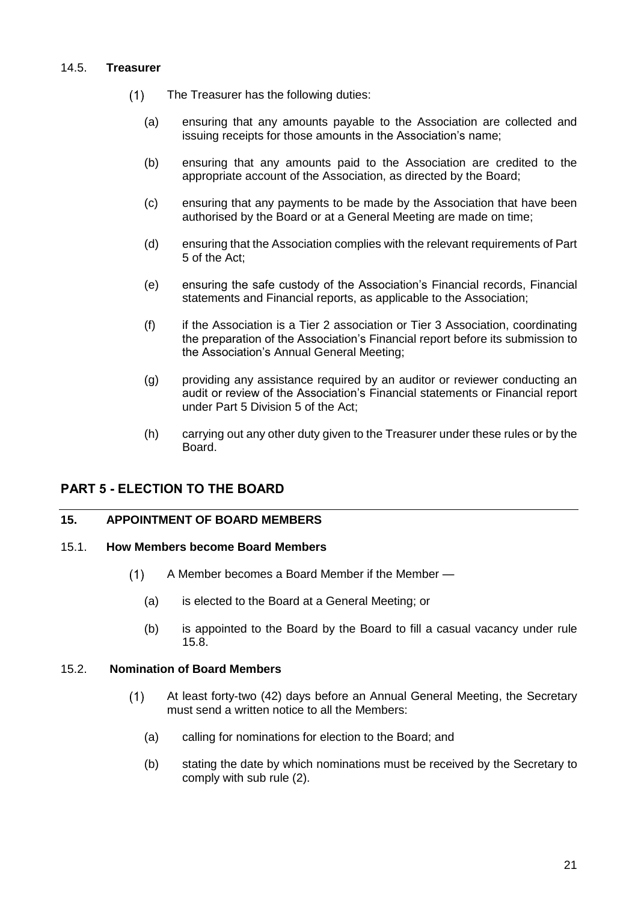#### 14.5. **Treasurer**

(1) The Treasurer has the following duties:

(a) ensuring that any amounts payable to the Association are collected and issuing receipts for those amounts in the Association's name;

(b) ensuring that any amounts paid to the Association are credited to the appropriate account of the Association, as directed by the Board;

(c) ensuring that any payments to be made by the Association that have been authorised by the Board or at a General Meeting are made on time;

(d) ensuring that the Association complies with the relevant requirements of Part 5 of the Act;

(e) ensuring the safe custody of the Association's Financial records, Financial statements and Financial reports, as applicable to the Association;

(f) if the Association is a Tier 2 association or Tier 3 Association, coordinating the preparation of the Association's Financial report before its submission to the Association's Annual General Meeting;

(g) providing any assistance required by an auditor or reviewer conducting an audit or review of the Association's Financial statements or Financial report under Part 5 Division 5 of the Act;

(h) carrying out any other duty given to the Treasurer under these rules or by the Board.

## PART 5 - ELECTION TO THE BOARD

### 15. APPOINTMENT OF BOARD MEMBERS

#### 15.1. **How Members become Board Members**

(1) A Member becomes a Board Member if the Member —

(a) is elected to the Board at a General Meeting; or

(b) is appointed to the Board by the Board to fill a casual vacancy under rule 15.8.

#### 15.2. **Nomination of Board Members**

(1) At least forty-two (42) days before an Annual General Meeting, the Secretary must send a written notice to all the Members:

(a) calling for nominations for election to the Board; and

(b) stating the date by which nominations must be received by the Secretary to comply with sub rule (2).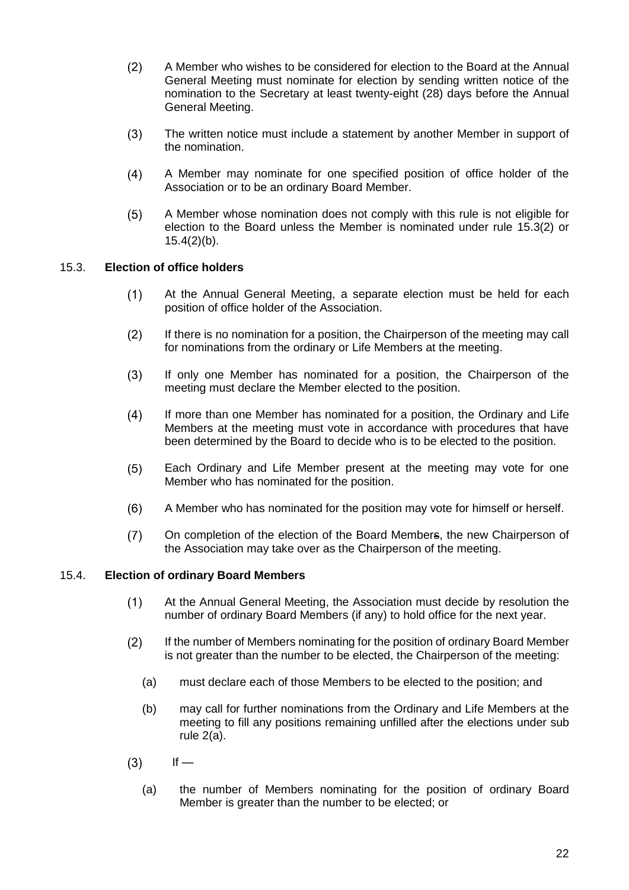(2) A Member who wishes to be considered for election to the Board at the Annual General Meeting must nominate for election by sending written notice of the nomination to the Secretary at least twenty-eight (28) days before the Annual General Meeting.

(3) The written notice must include a statement by another Member in support of the nomination.

(4) A Member may nominate for one specified position of office holder of the Association or to be an ordinary Board Member.

(5) A Member whose nomination does not comply with this rule is not eligible for election to the Board unless the Member is nominated under rule 15.3(2) or 15.4(2)(b).

### 15.3. Election of office holders

(1) At the Annual General Meeting, a separate election must be held for each position of office holder of the Association.

(2) If there is no nomination for a position, the Chairperson of the meeting may call for nominations from the ordinary or Life Members at the meeting.

(3) If only one Member has nominated for a position, the Chairperson of the meeting must declare the Member elected to the position.

(4) If more than one Member has nominated for a position, the Ordinary and Life Members at the meeting must vote in accordance with procedures that have been determined by the Board to decide who is to be elected to the position.

(5) Each Ordinary and Life Member present at the meeting may vote for one Member who has nominated for the position.

(6) A Member who has nominated for the position may vote for himself or herself.

(7) On completion of the election of the Board Members, the new Chairperson of the Association may take over as the Chairperson of the meeting.

### 15.4. Election of ordinary Board Members

(1) At the Annual General Meeting, the Association must decide by resolution the number of ordinary Board Members (if any) to hold office for the next year.

(2) If the number of Members nominating for the position of ordinary Board Member is not greater than the number to be elected, the Chairperson of the meeting:

  (a) must declare each of those Members to be elected to the position; and

  (b) may call for further nominations from the Ordinary and Life Members at the meeting to fill any positions remaining unfilled after the elections under sub rule 2(a).

(3) If —

  (a) the number of Members nominating for the position of ordinary Board Member is greater than the number to be elected; or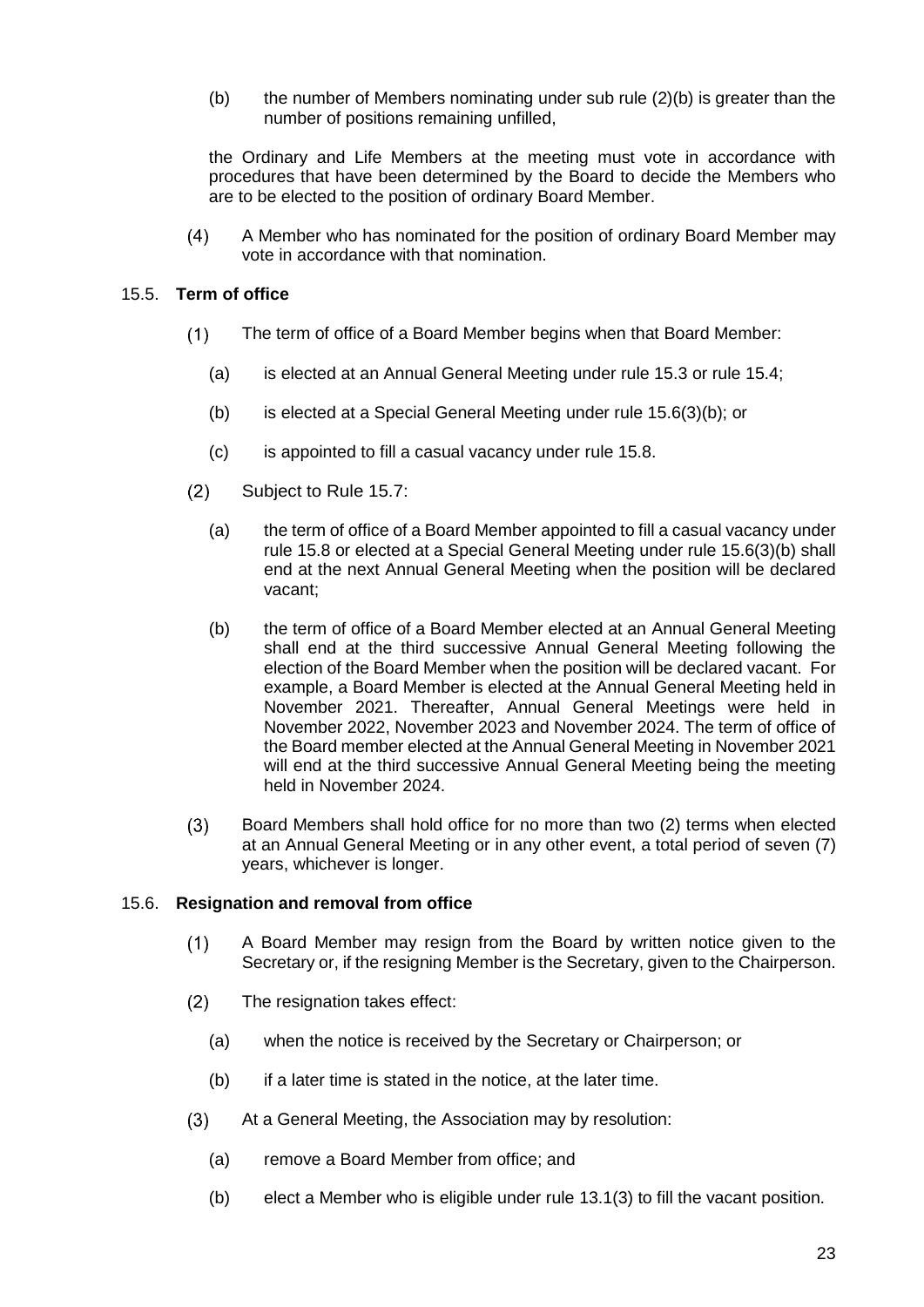(b) the number of Members nominating under sub rule (2)(b) is greater than the number of positions remaining unfilled,

the Ordinary and Life Members at the meeting must vote in accordance with procedures that have been determined by the Board to decide the Members who are to be elected to the position of ordinary Board Member.

(4) A Member who has nominated for the position of ordinary Board Member may vote in accordance with that nomination.

### 15.5. Term of office

(1) The term of office of a Board Member begins when that Board Member:

   (a) is elected at an Annual General Meeting under rule 15.3 or rule 15.4;

   (b) is elected at a Special General Meeting under rule 15.6(3)(b); or

   (c) is appointed to fill a casual vacancy under rule 15.8.

(2) Subject to Rule 15.7:

   (a) the term of office of a Board Member appointed to fill a casual vacancy under rule 15.8 or elected at a Special General Meeting under rule 15.6(3)(b) shall end at the next Annual General Meeting when the position will be declared vacant;

   (b) the term of office of a Board Member elected at an Annual General Meeting shall end at the third successive Annual General Meeting following the election of the Board Member when the position will be declared vacant. For example, a Board Member is elected at the Annual General Meeting held in November 2021. Thereafter, Annual General Meetings were held in November 2022, November 2023 and November 2024. The term of office of the Board member elected at the Annual General Meeting in November 2021 will end at the third successive Annual General Meeting being the meeting held in November 2024.

(3) Board Members shall hold office for no more than two (2) terms when elected at an Annual General Meeting or in any other event, a total period of seven (7) years, whichever is longer.

### 15.6. Resignation and removal from office

(1) A Board Member may resign from the Board by written notice given to the Secretary or, if the resigning Member is the Secretary, given to the Chairperson.

(2) The resignation takes effect:

   (a) when the notice is received by the Secretary or Chairperson; or

   (b) if a later time is stated in the notice, at the later time.

(3) At a General Meeting, the Association may by resolution:

   (a) remove a Board Member from office; and

   (b) elect a Member who is eligible under rule 13.1(3) to fill the vacant position.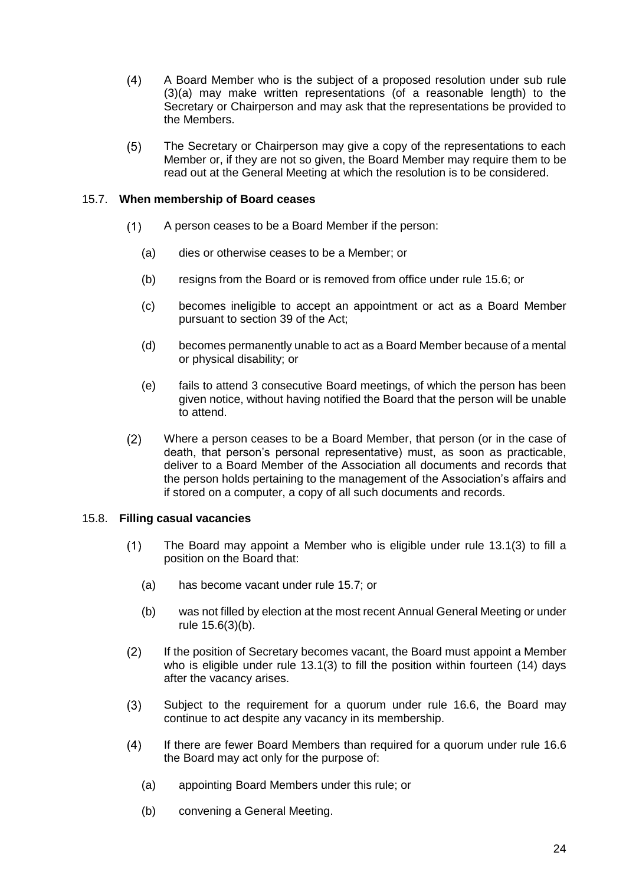(4) A Board Member who is the subject of a proposed resolution under sub rule (3)(a) may make written representations (of a reasonable length) to the Secretary or Chairperson and may ask that the representations be provided to the Members.

(5) The Secretary or Chairperson may give a copy of the representations to each Member or, if they are not so given, the Board Member may require them to be read out at the General Meeting at which the resolution is to be considered.

### 15.7. When membership of Board ceases

(1) A person ceases to be a Board Member if the person:

(a) dies or otherwise ceases to be a Member; or

(b) resigns from the Board or is removed from office under rule 15.6; or

(c) becomes ineligible to accept an appointment or act as a Board Member pursuant to section 39 of the Act;

(d) becomes permanently unable to act as a Board Member because of a mental or physical disability; or

(e) fails to attend 3 consecutive Board meetings, of which the person has been given notice, without having notified the Board that the person will be unable to attend.

(2) Where a person ceases to be a Board Member, that person (or in the case of death, that person's personal representative) must, as soon as practicable, deliver to a Board Member of the Association all documents and records that the person holds pertaining to the management of the Association's affairs and if stored on a computer, a copy of all such documents and records.

### 15.8. Filling casual vacancies

(1) The Board may appoint a Member who is eligible under rule 13.1(3) to fill a position on the Board that:

(a) has become vacant under rule 15.7; or

(b) was not filled by election at the most recent Annual General Meeting or under rule 15.6(3)(b).

(2) If the position of Secretary becomes vacant, the Board must appoint a Member who is eligible under rule 13.1(3) to fill the position within fourteen (14) days after the vacancy arises.

(3) Subject to the requirement for a quorum under rule 16.6, the Board may continue to act despite any vacancy in its membership.

(4) If there are fewer Board Members than required for a quorum under rule 16.6 the Board may act only for the purpose of:

(a) appointing Board Members under this rule; or

(b) convening a General Meeting.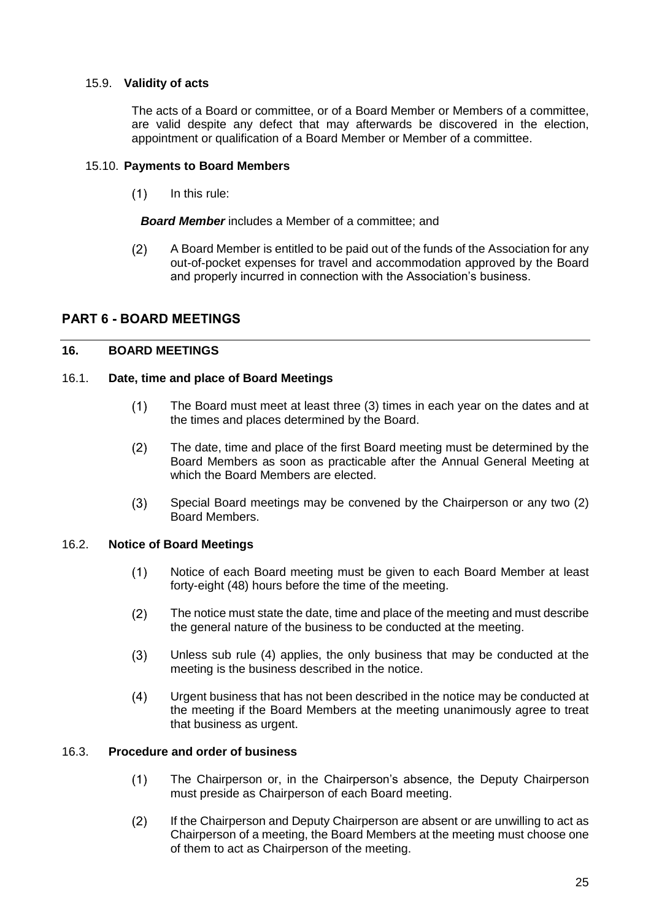### 15.9. **Validity of acts**

The acts of a Board or committee, or of a Board Member or Members of a committee, are valid despite any defect that may afterwards be discovered in the election, appointment or qualification of a Board Member or Member of a committee.

### 15.10. **Payments to Board Members**

(1) In this rule:

***Board Member*** includes a Member of a committee; and

(2) A Board Member is entitled to be paid out of the funds of the Association for any out-of-pocket expenses for travel and accommodation approved by the Board and properly incurred in connection with the Association's business.

## PART 6 - BOARD MEETINGS

### 16. BOARD MEETINGS

### 16.1. **Date, time and place of Board Meetings**

(1) The Board must meet at least three (3) times in each year on the dates and at the times and places determined by the Board.

(2) The date, time and place of the first Board meeting must be determined by the Board Members as soon as practicable after the Annual General Meeting at which the Board Members are elected.

(3) Special Board meetings may be convened by the Chairperson or any two (2) Board Members.

### 16.2. **Notice of Board Meetings**

(1) Notice of each Board meeting must be given to each Board Member at least forty-eight (48) hours before the time of the meeting.

(2) The notice must state the date, time and place of the meeting and must describe the general nature of the business to be conducted at the meeting.

(3) Unless sub rule (4) applies, the only business that may be conducted at the meeting is the business described in the notice.

(4) Urgent business that has not been described in the notice may be conducted at the meeting if the Board Members at the meeting unanimously agree to treat that business as urgent.

### 16.3. **Procedure and order of business**

(1) The Chairperson or, in the Chairperson's absence, the Deputy Chairperson must preside as Chairperson of each Board meeting.

(2) If the Chairperson and Deputy Chairperson are absent or are unwilling to act as Chairperson of a meeting, the Board Members at the meeting must choose one of them to act as Chairperson of the meeting.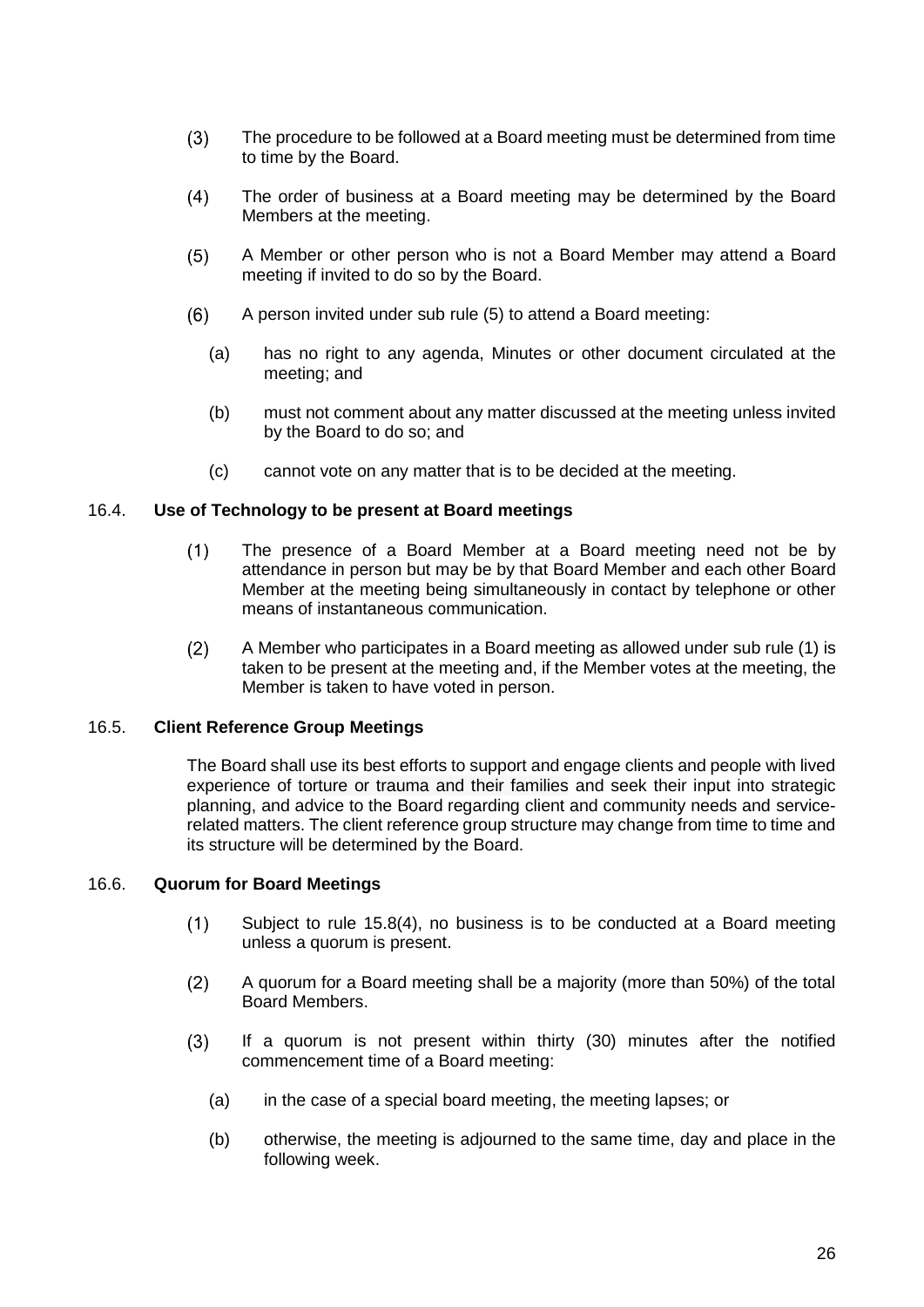(3) The procedure to be followed at a Board meeting must be determined from time to time by the Board.

(4) The order of business at a Board meeting may be determined by the Board Members at the meeting.

(5) A Member or other person who is not a Board Member may attend a Board meeting if invited to do so by the Board.

(6) A person invited under sub rule (5) to attend a Board meeting:

   (a) has no right to any agenda, Minutes or other document circulated at the meeting; and

   (b) must not comment about any matter discussed at the meeting unless invited by the Board to do so; and

   (c) cannot vote on any matter that is to be decided at the meeting.

### 16.4. Use of Technology to be present at Board meetings

(1) The presence of a Board Member at a Board meeting need not be by attendance in person but may be by that Board Member and each other Board Member at the meeting being simultaneously in contact by telephone or other means of instantaneous communication.

(2) A Member who participates in a Board meeting as allowed under sub rule (1) is taken to be present at the meeting and, if the Member votes at the meeting, the Member is taken to have voted in person.

### 16.5. Client Reference Group Meetings

The Board shall use its best efforts to support and engage clients and people with lived experience of torture or trauma and their families and seek their input into strategic planning, and advice to the Board regarding client and community needs and service-related matters. The client reference group structure may change from time to time and its structure will be determined by the Board.

### 16.6. Quorum for Board Meetings

(1) Subject to rule 15.8(4), no business is to be conducted at a Board meeting unless a quorum is present.

(2) A quorum for a Board meeting shall be a majority (more than 50%) of the total Board Members.

(3) If a quorum is not present within thirty (30) minutes after the notified commencement time of a Board meeting:

   (a) in the case of a special board meeting, the meeting lapses; or

   (b) otherwise, the meeting is adjourned to the same time, day and place in the following week.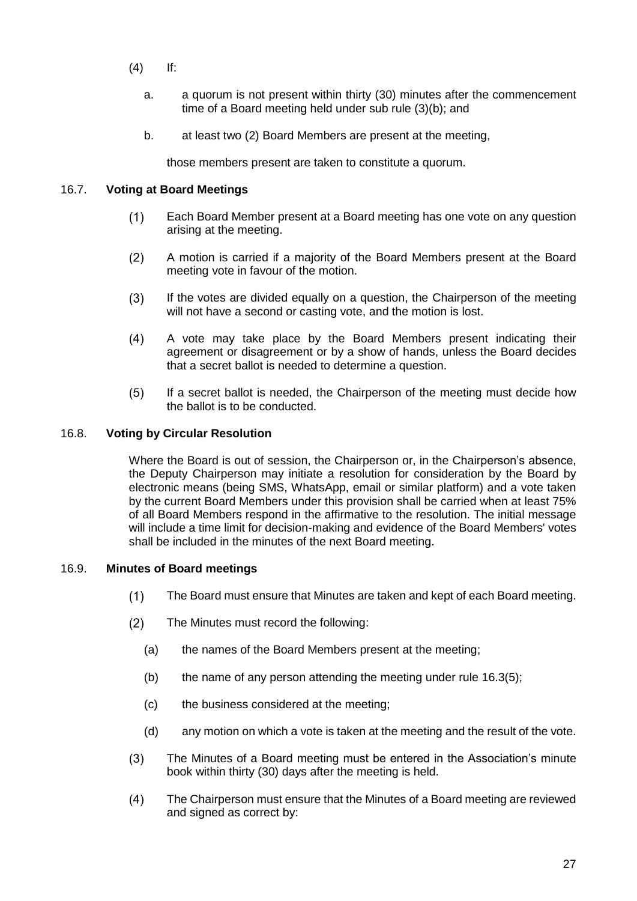(4) If:

a. a quorum is not present within thirty (30) minutes after the commencement time of a Board meeting held under sub rule (3)(b); and

b. at least two (2) Board Members are present at the meeting,

those members present are taken to constitute a quorum.

### 16.7. Voting at Board Meetings

(1) Each Board Member present at a Board meeting has one vote on any question arising at the meeting.

(2) A motion is carried if a majority of the Board Members present at the Board meeting vote in favour of the motion.

(3) If the votes are divided equally on a question, the Chairperson of the meeting will not have a second or casting vote, and the motion is lost.

(4) A vote may take place by the Board Members present indicating their agreement or disagreement or by a show of hands, unless the Board decides that a secret ballot is needed to determine a question.

(5) If a secret ballot is needed, the Chairperson of the meeting must decide how the ballot is to be conducted.

### 16.8. Voting by Circular Resolution

Where the Board is out of session, the Chairperson or, in the Chairperson's absence, the Deputy Chairperson may initiate a resolution for consideration by the Board by electronic means (being SMS, WhatsApp, email or similar platform) and a vote taken by the current Board Members under this provision shall be carried when at least 75% of all Board Members respond in the affirmative to the resolution. The initial message will include a time limit for decision-making and evidence of the Board Members' votes shall be included in the minutes of the next Board meeting.

### 16.9. Minutes of Board meetings

(1) The Board must ensure that Minutes are taken and kept of each Board meeting.

(2) The Minutes must record the following:

(a) the names of the Board Members present at the meeting;

(b) the name of any person attending the meeting under rule 16.3(5);

(c) the business considered at the meeting;

(d) any motion on which a vote is taken at the meeting and the result of the vote.

(3) The Minutes of a Board meeting must be entered in the Association's minute book within thirty (30) days after the meeting is held.

(4) The Chairperson must ensure that the Minutes of a Board meeting are reviewed and signed as correct by: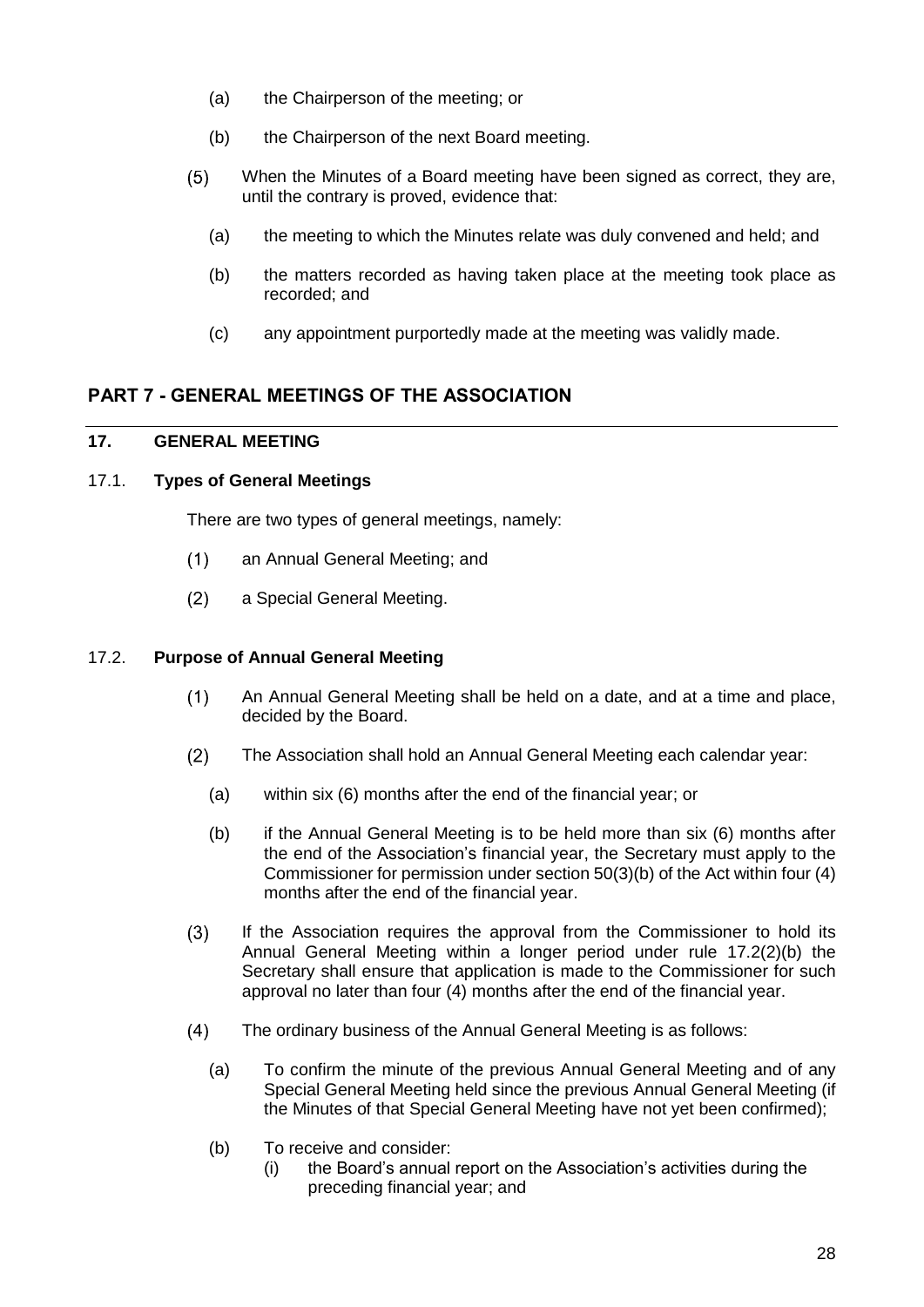(a) the Chairperson of the meeting; or

(b) the Chairperson of the next Board meeting.

(5) When the Minutes of a Board meeting have been signed as correct, they are, until the contrary is proved, evidence that:

(a) the meeting to which the Minutes relate was duly convened and held; and

(b) the matters recorded as having taken place at the meeting took place as recorded; and

(c) any appointment purportedly made at the meeting was validly made.

## PART 7 - GENERAL MEETINGS OF THE ASSOCIATION

### 17. GENERAL MEETING

#### 17.1. Types of General Meetings

There are two types of general meetings, namely:

(1) an Annual General Meeting; and

(2) a Special General Meeting.

#### 17.2. Purpose of Annual General Meeting

(1) An Annual General Meeting shall be held on a date, and at a time and place, decided by the Board.

(2) The Association shall hold an Annual General Meeting each calendar year:

(a) within six (6) months after the end of the financial year; or

(b) if the Annual General Meeting is to be held more than six (6) months after the end of the Association's financial year, the Secretary must apply to the Commissioner for permission under section 50(3)(b) of the Act within four (4) months after the end of the financial year.

(3) If the Association requires the approval from the Commissioner to hold its Annual General Meeting within a longer period under rule 17.2(2)(b) the Secretary shall ensure that application is made to the Commissioner for such approval no later than four (4) months after the end of the financial year.

(4) The ordinary business of the Annual General Meeting is as follows:

(a) To confirm the minute of the previous Annual General Meeting and of any Special General Meeting held since the previous Annual General Meeting (if the Minutes of that Special General Meeting have not yet been confirmed);

(b) To receive and consider:
   (i) the Board's annual report on the Association's activities during the preceding financial year; and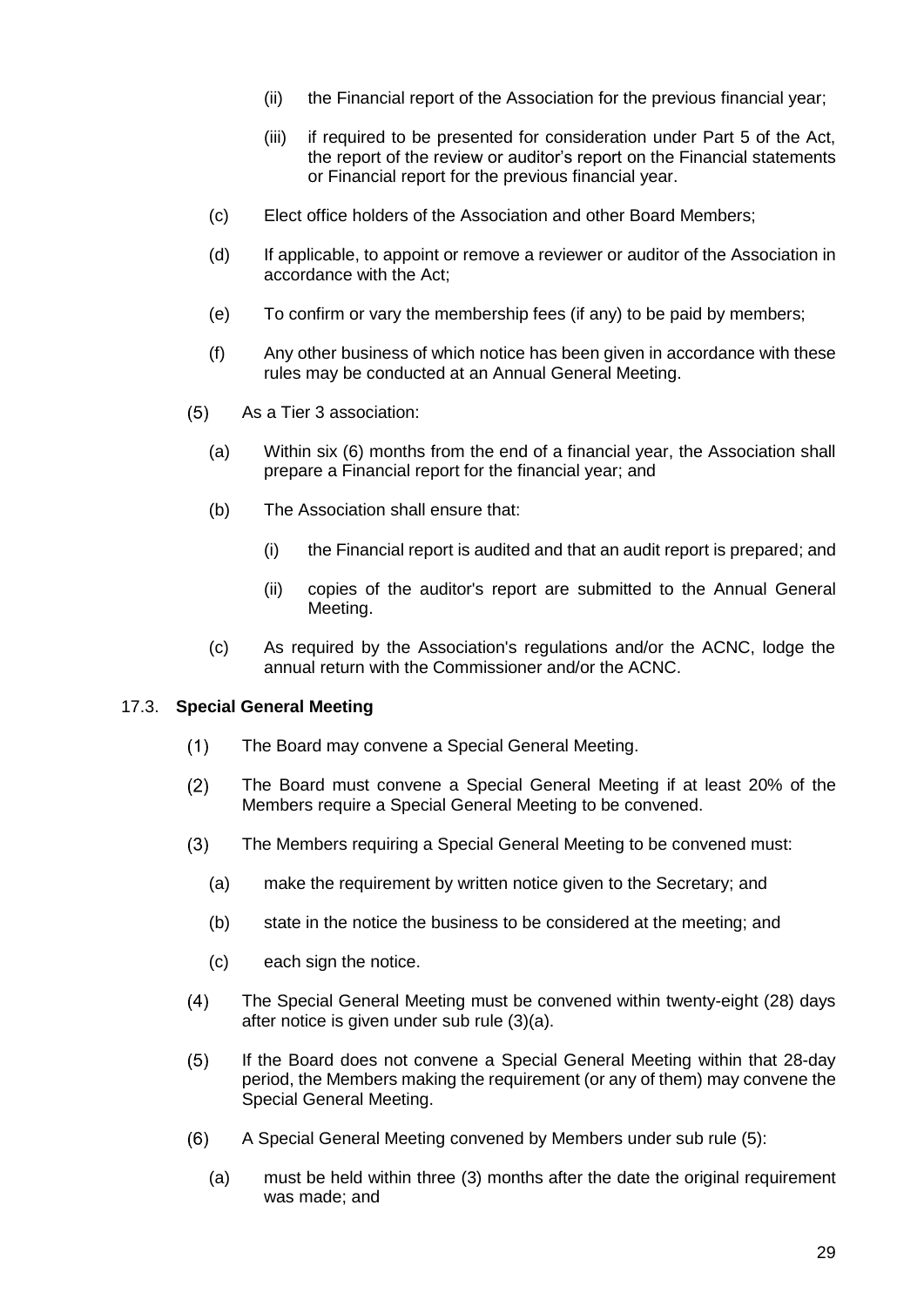- (ii) the Financial report of the Association for the previous financial year;
   - (iii) if required to be presented for consideration under Part 5 of the Act, the report of the review or auditor's report on the Financial statements or Financial report for the previous financial year.

- (c) Elect office holders of the Association and other Board Members;
- (d) If applicable, to appoint or remove a reviewer or auditor of the Association in accordance with the Act;
- (e) To confirm or vary the membership fees (if any) to be paid by members;
- (f) Any other business of which notice has been given in accordance with these rules may be conducted at an Annual General Meeting.

(5) As a Tier 3 association:

- (a) Within six (6) months from the end of a financial year, the Association shall prepare a Financial report for the financial year; and
- (b) The Association shall ensure that:
  - (i) the Financial report is audited and that an audit report is prepared; and
  - (ii) copies of the auditor's report are submitted to the Annual General Meeting.
- (c) As required by the Association's regulations and/or the ACNC, lodge the annual return with the Commissioner and/or the ACNC.

### 17.3. **Special General Meeting**

(1) The Board may convene a Special General Meeting.

(2) The Board must convene a Special General Meeting if at least 20% of the Members require a Special General Meeting to be convened.

(3) The Members requiring a Special General Meeting to be convened must:

- (a) make the requirement by written notice given to the Secretary; and
- (b) state in the notice the business to be considered at the meeting; and
- (c) each sign the notice.

(4) The Special General Meeting must be convened within twenty-eight (28) days after notice is given under sub rule (3)(a).

(5) If the Board does not convene a Special General Meeting within that 28-day period, the Members making the requirement (or any of them) may convene the Special General Meeting.

(6) A Special General Meeting convened by Members under sub rule (5):

- (a) must be held within three (3) months after the date the original requirement was made; and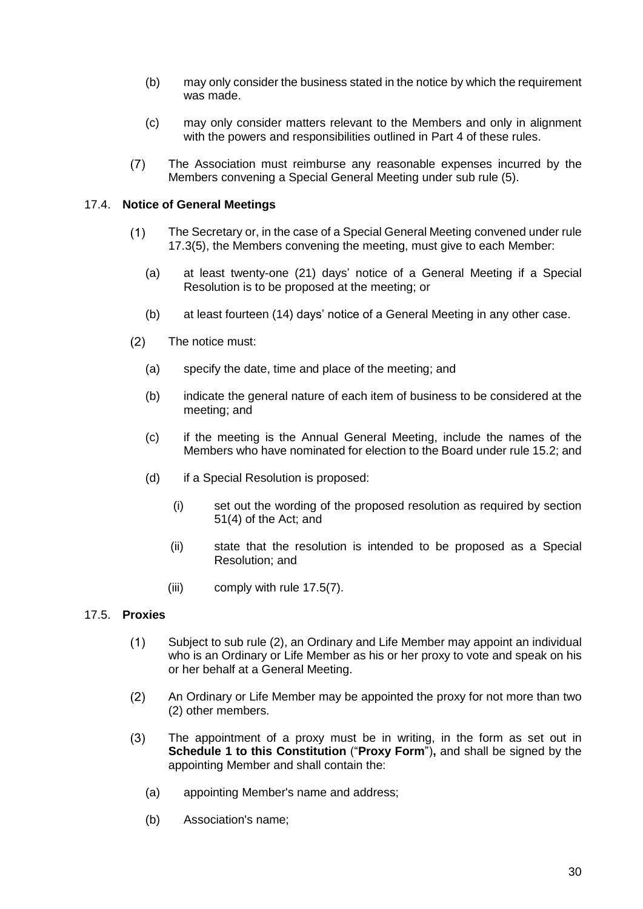(b) may only consider the business stated in the notice by which the requirement was made.

(c) may only consider matters relevant to the Members and only in alignment with the powers and responsibilities outlined in Part 4 of these rules.

(7) The Association must reimburse any reasonable expenses incurred by the Members convening a Special General Meeting under sub rule (5).

### 17.4. Notice of General Meetings

(1) The Secretary or, in the case of a Special General Meeting convened under rule 17.3(5), the Members convening the meeting, must give to each Member:

(a) at least twenty-one (21) days' notice of a General Meeting if a Special Resolution is to be proposed at the meeting; or

(b) at least fourteen (14) days' notice of a General Meeting in any other case.

(2) The notice must:

(a) specify the date, time and place of the meeting; and

(b) indicate the general nature of each item of business to be considered at the meeting; and

(c) if the meeting is the Annual General Meeting, include the names of the Members who have nominated for election to the Board under rule 15.2; and

(d) if a Special Resolution is proposed:

(i) set out the wording of the proposed resolution as required by section 51(4) of the Act; and

(ii) state that the resolution is intended to be proposed as a Special Resolution; and

(iii) comply with rule 17.5(7).

### 17.5. Proxies

(1) Subject to sub rule (2), an Ordinary and Life Member may appoint an individual who is an Ordinary or Life Member as his or her proxy to vote and speak on his or her behalf at a General Meeting.

(2) An Ordinary or Life Member may be appointed the proxy for not more than two (2) other members.

(3) The appointment of a proxy must be in writing, in the form as set out in **Schedule 1 to this Constitution** ("**Proxy Form**")**,** and shall be signed by the appointing Member and shall contain the:

(a) appointing Member's name and address;

(b) Association's name;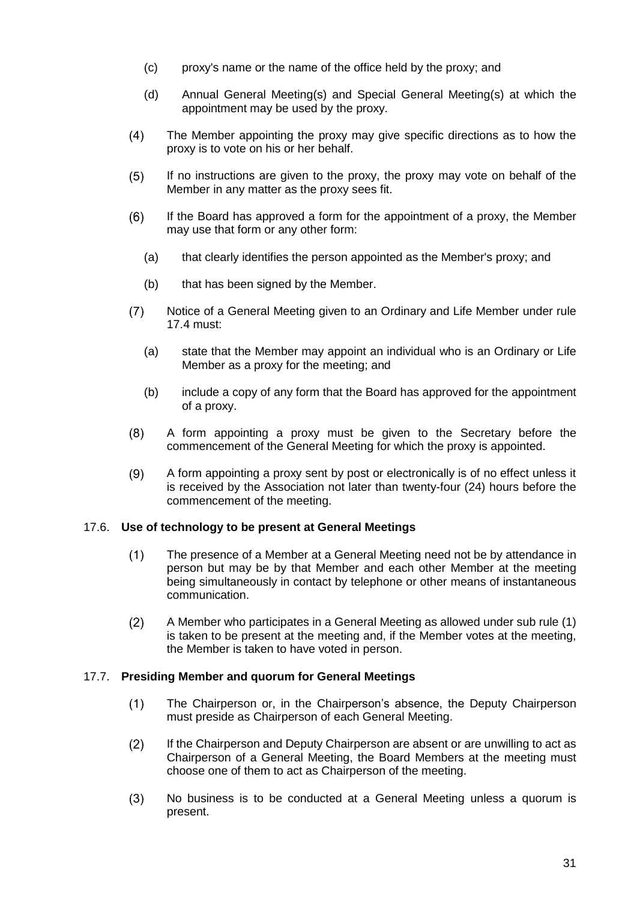(c) proxy's name or the name of the office held by the proxy; and

(d) Annual General Meeting(s) and Special General Meeting(s) at which the appointment may be used by the proxy.

(4) The Member appointing the proxy may give specific directions as to how the proxy is to vote on his or her behalf.

(5) If no instructions are given to the proxy, the proxy may vote on behalf of the Member in any matter as the proxy sees fit.

(6) If the Board has approved a form for the appointment of a proxy, the Member may use that form or any other form:

(a) that clearly identifies the person appointed as the Member's proxy; and

(b) that has been signed by the Member.

(7) Notice of a General Meeting given to an Ordinary and Life Member under rule 17.4 must:

(a) state that the Member may appoint an individual who is an Ordinary or Life Member as a proxy for the meeting; and

(b) include a copy of any form that the Board has approved for the appointment of a proxy.

(8) A form appointing a proxy must be given to the Secretary before the commencement of the General Meeting for which the proxy is appointed.

(9) A form appointing a proxy sent by post or electronically is of no effect unless it is received by the Association not later than twenty-four (24) hours before the commencement of the meeting.

### 17.6. Use of technology to be present at General Meetings

(1) The presence of a Member at a General Meeting need not be by attendance in person but may be by that Member and each other Member at the meeting being simultaneously in contact by telephone or other means of instantaneous communication.

(2) A Member who participates in a General Meeting as allowed under sub rule (1) is taken to be present at the meeting and, if the Member votes at the meeting, the Member is taken to have voted in person.

### 17.7. Presiding Member and quorum for General Meetings

(1) The Chairperson or, in the Chairperson's absence, the Deputy Chairperson must preside as Chairperson of each General Meeting.

(2) If the Chairperson and Deputy Chairperson are absent or are unwilling to act as Chairperson of a General Meeting, the Board Members at the meeting must choose one of them to act as Chairperson of the meeting.

(3) No business is to be conducted at a General Meeting unless a quorum is present.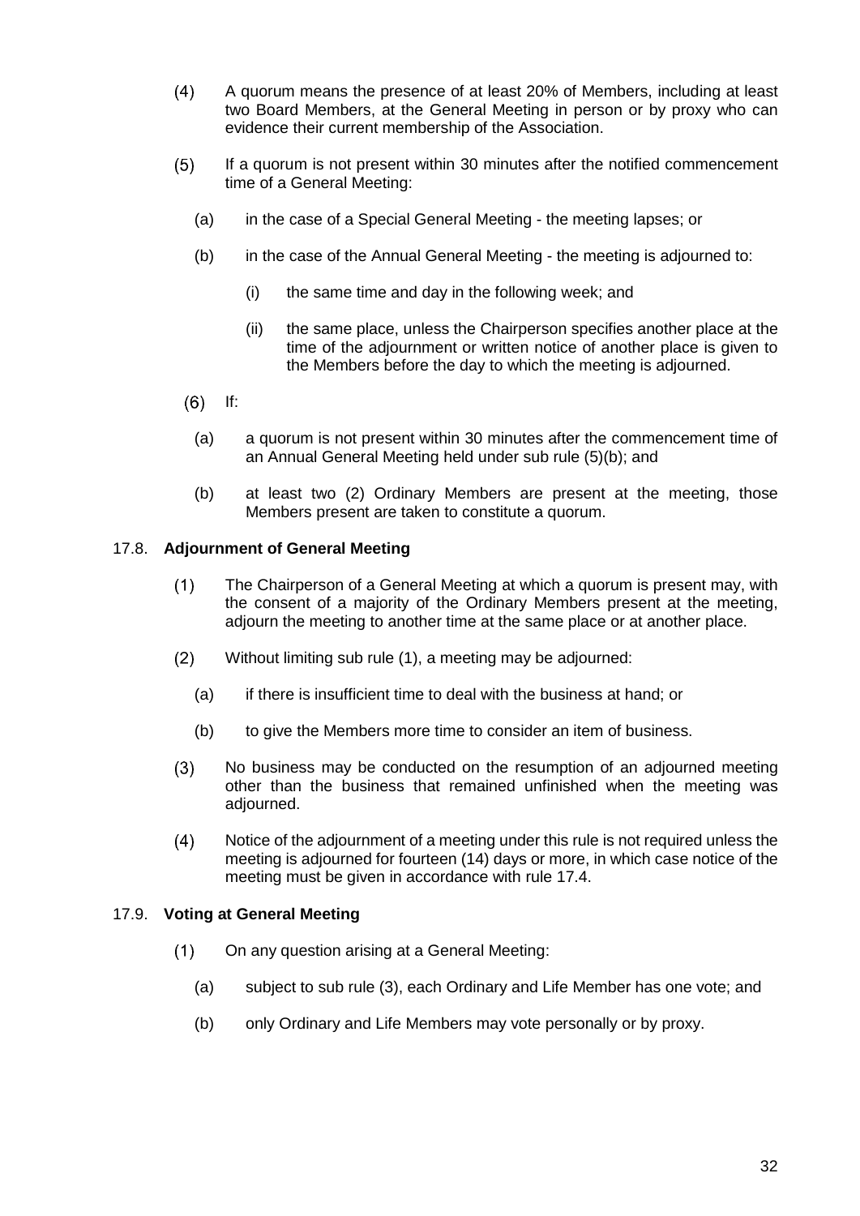(4) A quorum means the presence of at least 20% of Members, including at least two Board Members, at the General Meeting in person or by proxy who can evidence their current membership of the Association.

(5) If a quorum is not present within 30 minutes after the notified commencement time of a General Meeting:

  (a) in the case of a Special General Meeting - the meeting lapses; or

  (b) in the case of the Annual General Meeting - the meeting is adjourned to:

    (i) the same time and day in the following week; and

    (ii) the same place, unless the Chairperson specifies another place at the time of the adjournment or written notice of another place is given to the Members before the day to which the meeting is adjourned.

(6) If:

  (a) a quorum is not present within 30 minutes after the commencement time of an Annual General Meeting held under sub rule (5)(b); and

  (b) at least two (2) Ordinary Members are present at the meeting, those Members present are taken to constitute a quorum.

### 17.8. Adjournment of General Meeting

(1) The Chairperson of a General Meeting at which a quorum is present may, with the consent of a majority of the Ordinary Members present at the meeting, adjourn the meeting to another time at the same place or at another place.

(2) Without limiting sub rule (1), a meeting may be adjourned:

  (a) if there is insufficient time to deal with the business at hand; or

  (b) to give the Members more time to consider an item of business.

(3) No business may be conducted on the resumption of an adjourned meeting other than the business that remained unfinished when the meeting was adjourned.

(4) Notice of the adjournment of a meeting under this rule is not required unless the meeting is adjourned for fourteen (14) days or more, in which case notice of the meeting must be given in accordance with rule 17.4.

### 17.9. Voting at General Meeting

(1) On any question arising at a General Meeting:

  (a) subject to sub rule (3), each Ordinary and Life Member has one vote; and

  (b) only Ordinary and Life Members may vote personally or by proxy.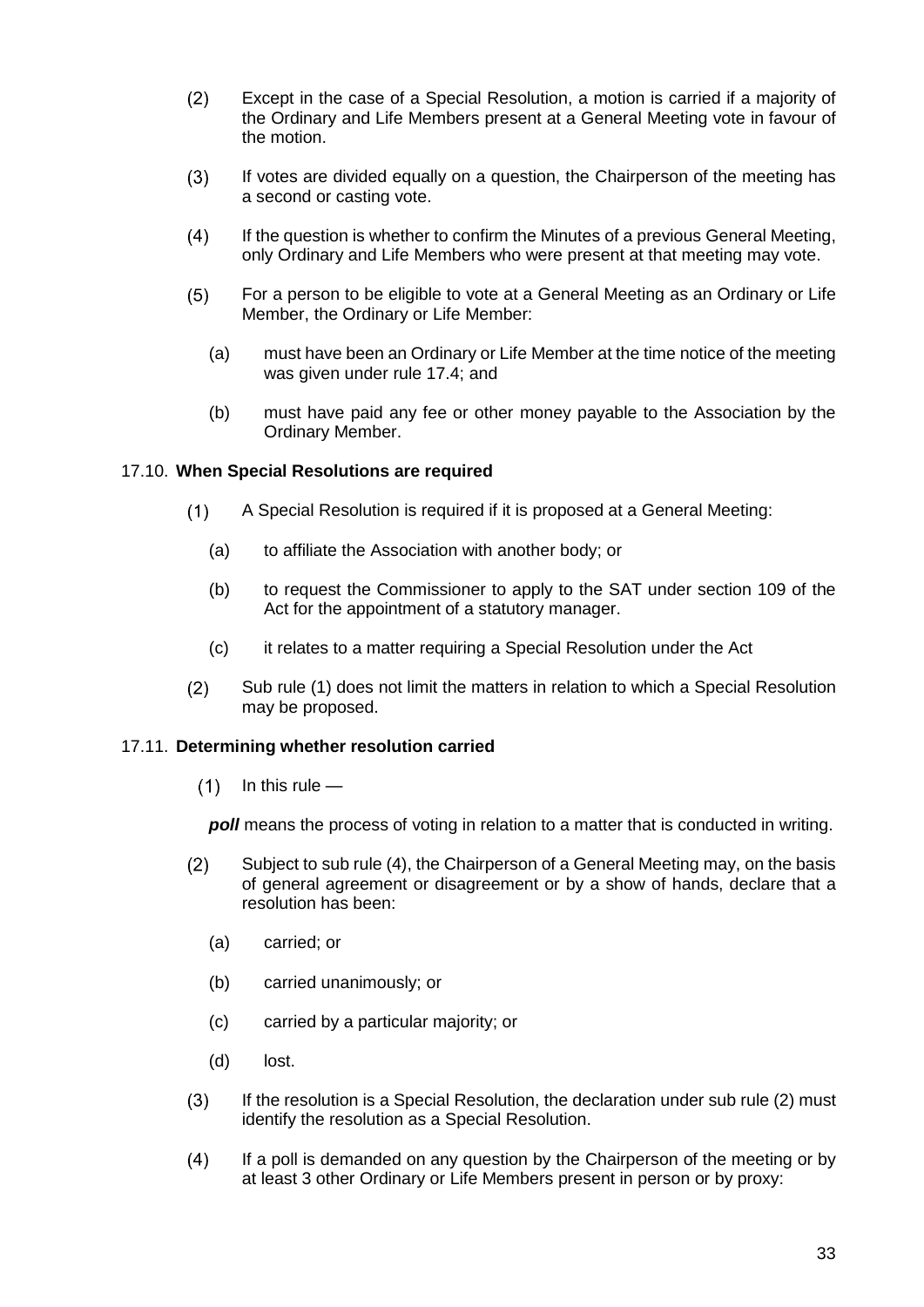(2) Except in the case of a Special Resolution, a motion is carried if a majority of the Ordinary and Life Members present at a General Meeting vote in favour of the motion.

(3) If votes are divided equally on a question, the Chairperson of the meeting has a second or casting vote.

(4) If the question is whether to confirm the Minutes of a previous General Meeting, only Ordinary and Life Members who were present at that meeting may vote.

(5) For a person to be eligible to vote at a General Meeting as an Ordinary or Life Member, the Ordinary or Life Member:

  (a) must have been an Ordinary or Life Member at the time notice of the meeting was given under rule 17.4; and

  (b) must have paid any fee or other money payable to the Association by the Ordinary Member.

### 17.10. When Special Resolutions are required

(1) A Special Resolution is required if it is proposed at a General Meeting:

  (a) to affiliate the Association with another body; or

  (b) to request the Commissioner to apply to the SAT under section 109 of the Act for the appointment of a statutory manager.

  (c) it relates to a matter requiring a Special Resolution under the Act

(2) Sub rule (1) does not limit the matters in relation to which a Special Resolution may be proposed.

### 17.11. Determining whether resolution carried

(1) In this rule —

***poll*** means the process of voting in relation to a matter that is conducted in writing.

(2) Subject to sub rule (4), the Chairperson of a General Meeting may, on the basis of general agreement or disagreement or by a show of hands, declare that a resolution has been:

  (a) carried; or

  (b) carried unanimously; or

  (c) carried by a particular majority; or

  (d) lost.

(3) If the resolution is a Special Resolution, the declaration under sub rule (2) must identify the resolution as a Special Resolution.

(4) If a poll is demanded on any question by the Chairperson of the meeting or by at least 3 other Ordinary or Life Members present in person or by proxy: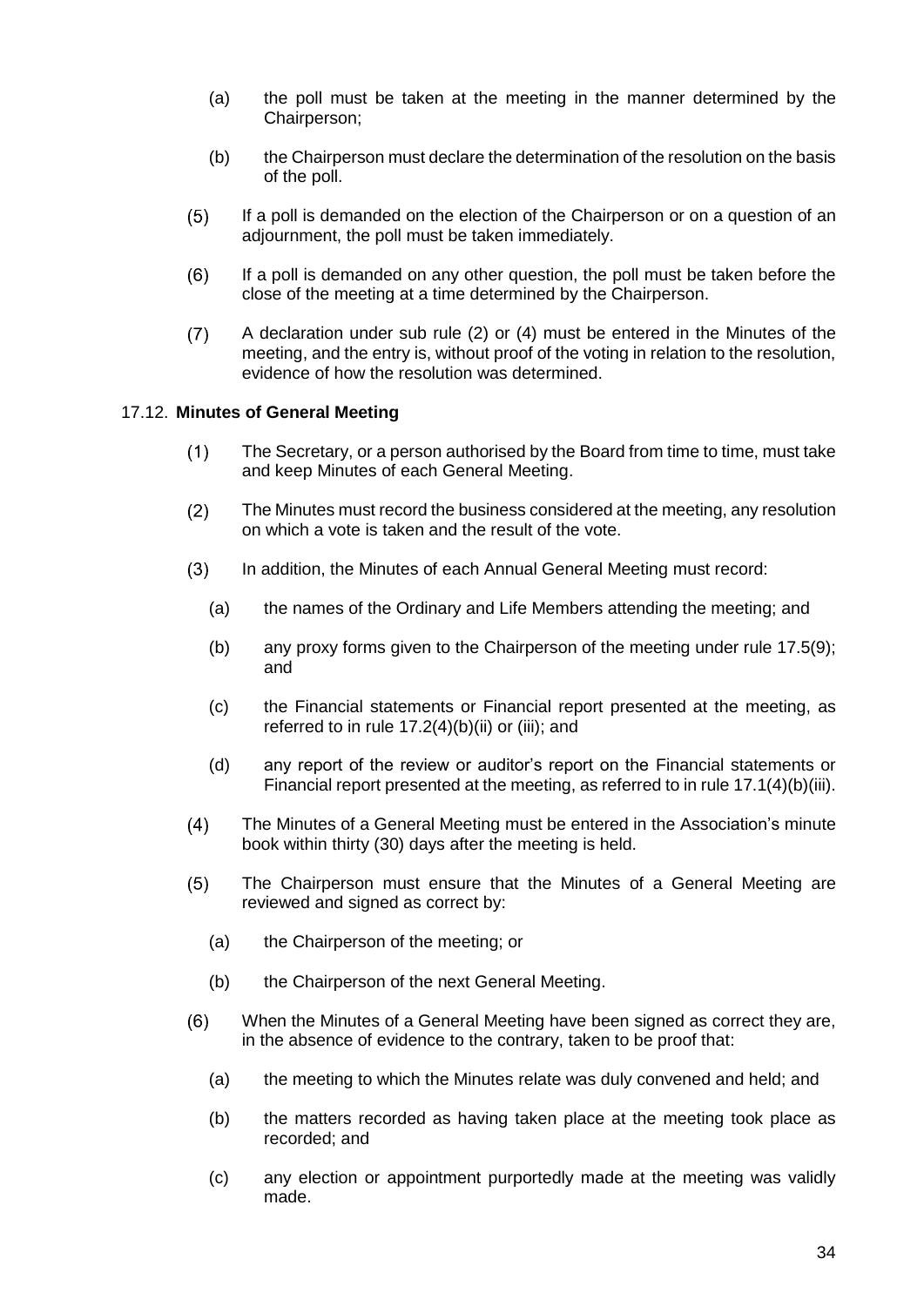(a) the poll must be taken at the meeting in the manner determined by the Chairperson;

(b) the Chairperson must declare the determination of the resolution on the basis of the poll.

(5) If a poll is demanded on the election of the Chairperson or on a question of an adjournment, the poll must be taken immediately.

(6) If a poll is demanded on any other question, the poll must be taken before the close of the meeting at a time determined by the Chairperson.

(7) A declaration under sub rule (2) or (4) must be entered in the Minutes of the meeting, and the entry is, without proof of the voting in relation to the resolution, evidence of how the resolution was determined.

### 17.12. **Minutes of General Meeting**

(1) The Secretary, or a person authorised by the Board from time to time, must take and keep Minutes of each General Meeting.

(2) The Minutes must record the business considered at the meeting, any resolution on which a vote is taken and the result of the vote.

(3) In addition, the Minutes of each Annual General Meeting must record:

(a) the names of the Ordinary and Life Members attending the meeting; and

(b) any proxy forms given to the Chairperson of the meeting under rule 17.5(9); and

(c) the Financial statements or Financial report presented at the meeting, as referred to in rule 17.2(4)(b)(ii) or (iii); and

(d) any report of the review or auditor's report on the Financial statements or Financial report presented at the meeting, as referred to in rule 17.1(4)(b)(iii).

(4) The Minutes of a General Meeting must be entered in the Association's minute book within thirty (30) days after the meeting is held.

(5) The Chairperson must ensure that the Minutes of a General Meeting are reviewed and signed as correct by:

(a) the Chairperson of the meeting; or

(b) the Chairperson of the next General Meeting.

(6) When the Minutes of a General Meeting have been signed as correct they are, in the absence of evidence to the contrary, taken to be proof that:

(a) the meeting to which the Minutes relate was duly convened and held; and

(b) the matters recorded as having taken place at the meeting took place as recorded; and

(c) any election or appointment purportedly made at the meeting was validly made.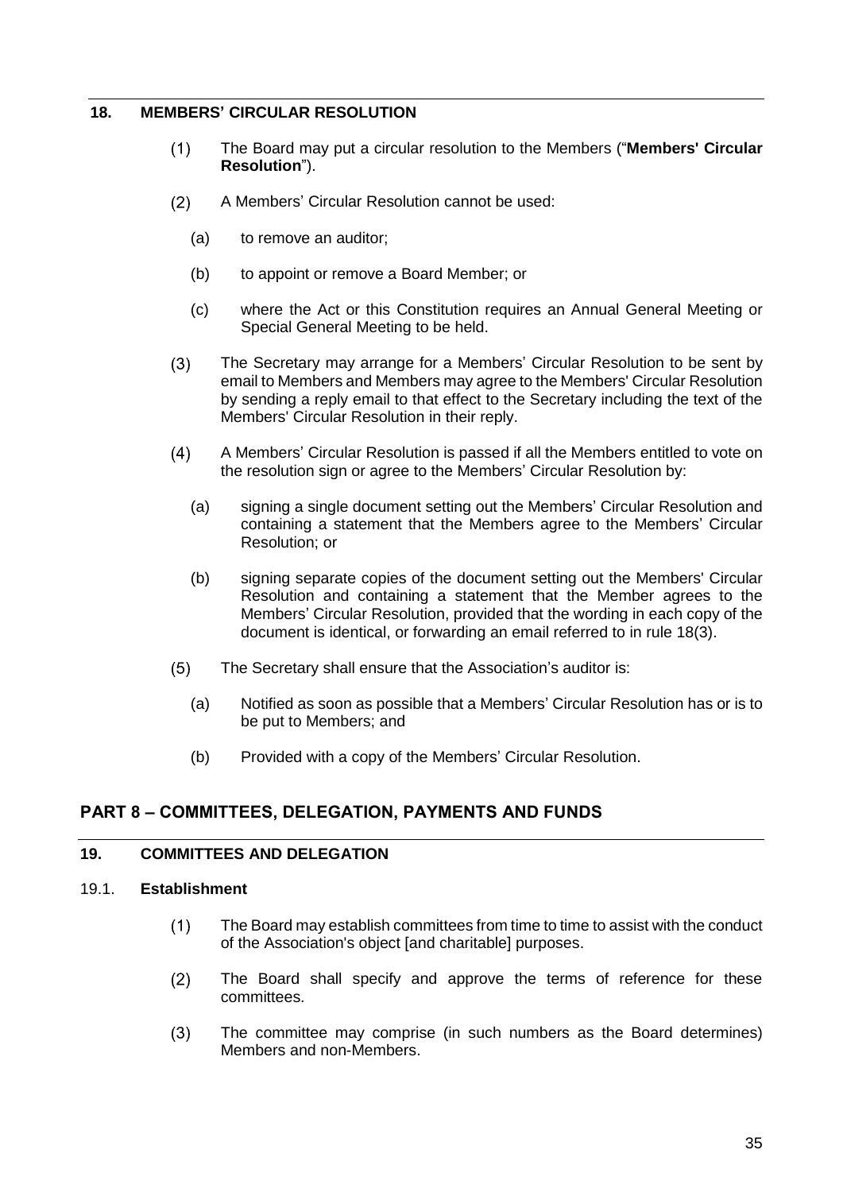## 18. MEMBERS' CIRCULAR RESOLUTION

(1) The Board may put a circular resolution to the Members ("**Members' Circular Resolution**").

(2) A Members' Circular Resolution cannot be used:

- (a) to remove an auditor;
- (b) to appoint or remove a Board Member; or
- (c) where the Act or this Constitution requires an Annual General Meeting or Special General Meeting to be held.

(3) The Secretary may arrange for a Members' Circular Resolution to be sent by email to Members and Members may agree to the Members' Circular Resolution by sending a reply email to that effect to the Secretary including the text of the Members' Circular Resolution in their reply.

(4) A Members' Circular Resolution is passed if all the Members entitled to vote on the resolution sign or agree to the Members' Circular Resolution by:

- (a) signing a single document setting out the Members' Circular Resolution and containing a statement that the Members agree to the Members' Circular Resolution; or
- (b) signing separate copies of the document setting out the Members' Circular Resolution and containing a statement that the Member agrees to the Members' Circular Resolution, provided that the wording in each copy of the document is identical, or forwarding an email referred to in rule 18(3).

(5) The Secretary shall ensure that the Association's auditor is:

- (a) Notified as soon as possible that a Members' Circular Resolution has or is to be put to Members; and
- (b) Provided with a copy of the Members' Circular Resolution.

# PART 8 – COMMITTEES, DELEGATION, PAYMENTS AND FUNDS

## 19. COMMITTEES AND DELEGATION

### 19.1. Establishment

(1) The Board may establish committees from time to time to assist with the conduct of the Association's object [and charitable] purposes.

(2) The Board shall specify and approve the terms of reference for these committees.

(3) The committee may comprise (in such numbers as the Board determines) Members and non-Members.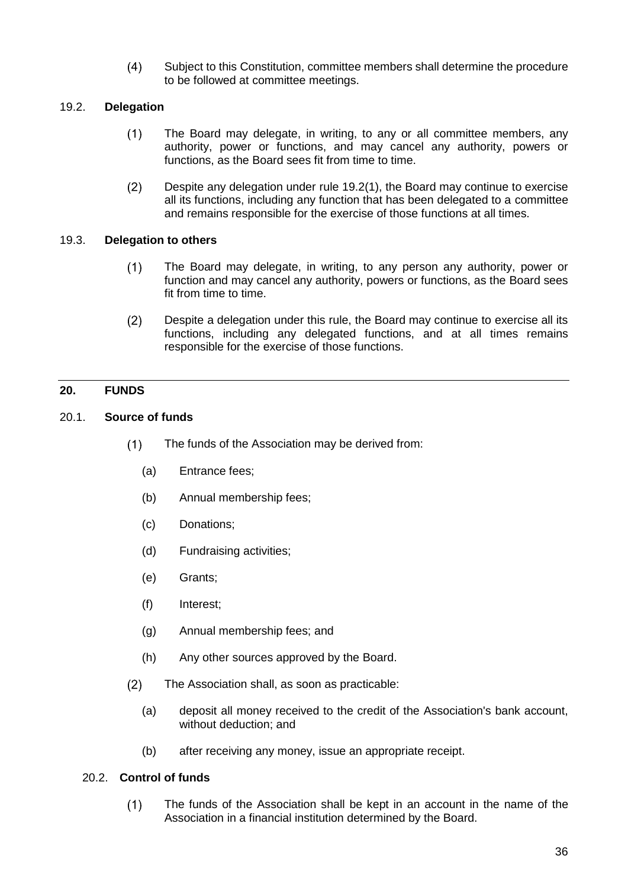(4) Subject to this Constitution, committee members shall determine the procedure to be followed at committee meetings.

### 19.2. Delegation

(1) The Board may delegate, in writing, to any or all committee members, any authority, power or functions, and may cancel any authority, powers or functions, as the Board sees fit from time to time.

(2) Despite any delegation under rule 19.2(1), the Board may continue to exercise all its functions, including any function that has been delegated to a committee and remains responsible for the exercise of those functions at all times.

### 19.3. Delegation to others

(1) The Board may delegate, in writing, to any person any authority, power or function and may cancel any authority, powers or functions, as the Board sees fit from time to time.

(2) Despite a delegation under this rule, the Board may continue to exercise all its functions, including any delegated functions, and at all times remains responsible for the exercise of those functions.

---

## 20. FUNDS

### 20.1. Source of funds

(1) The funds of the Association may be derived from:

(a) Entrance fees;

(b) Annual membership fees;

(c) Donations;

(d) Fundraising activities;

(e) Grants;

(f) Interest;

(g) Annual membership fees; and

(h) Any other sources approved by the Board.

(2) The Association shall, as soon as practicable:

(a) deposit all money received to the credit of the Association's bank account, without deduction; and

(b) after receiving any money, issue an appropriate receipt.

### 20.2. Control of funds

(1) The funds of the Association shall be kept in an account in the name of the Association in a financial institution determined by the Board.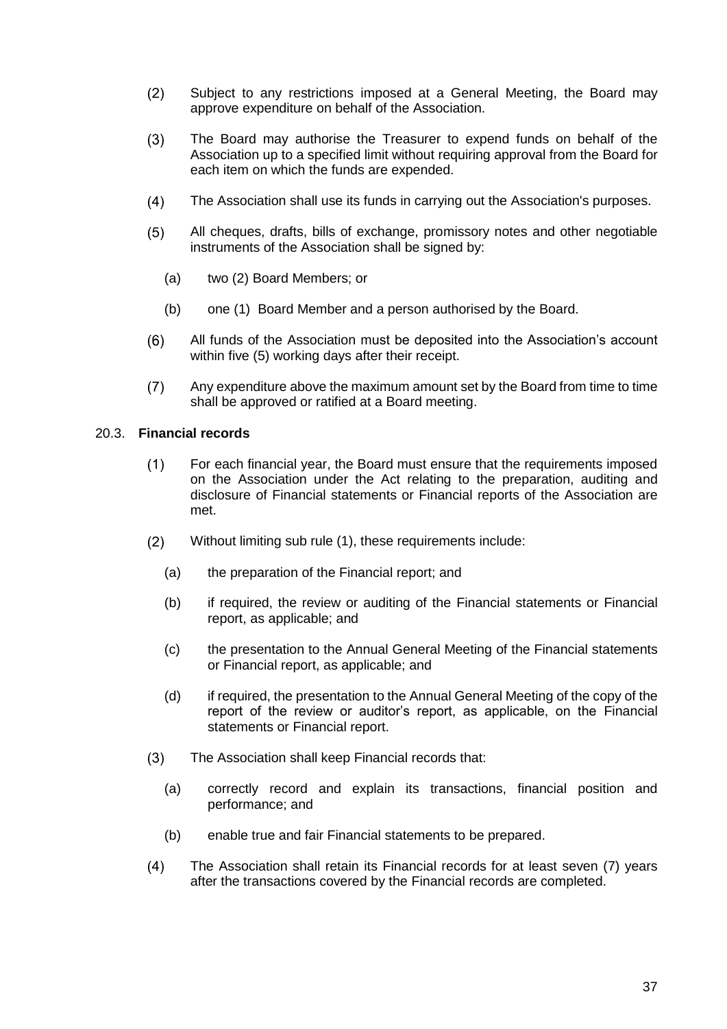(2) Subject to any restrictions imposed at a General Meeting, the Board may approve expenditure on behalf of the Association.

(3) The Board may authorise the Treasurer to expend funds on behalf of the Association up to a specified limit without requiring approval from the Board for each item on which the funds are expended.

(4) The Association shall use its funds in carrying out the Association's purposes.

(5) All cheques, drafts, bills of exchange, promissory notes and other negotiable instruments of the Association shall be signed by:

  (a) two (2) Board Members; or

  (b) one (1) Board Member and a person authorised by the Board.

(6) All funds of the Association must be deposited into the Association's account within five (5) working days after their receipt.

(7) Any expenditure above the maximum amount set by the Board from time to time shall be approved or ratified at a Board meeting.

20.3. **Financial records**

(1) For each financial year, the Board must ensure that the requirements imposed on the Association under the Act relating to the preparation, auditing and disclosure of Financial statements or Financial reports of the Association are met.

(2) Without limiting sub rule (1), these requirements include:

  (a) the preparation of the Financial report; and

  (b) if required, the review or auditing of the Financial statements or Financial report, as applicable; and

  (c) the presentation to the Annual General Meeting of the Financial statements or Financial report, as applicable; and

  (d) if required, the presentation to the Annual General Meeting of the copy of the report of the review or auditor's report, as applicable, on the Financial statements or Financial report.

(3) The Association shall keep Financial records that:

  (a) correctly record and explain its transactions, financial position and performance; and

  (b) enable true and fair Financial statements to be prepared.

(4) The Association shall retain its Financial records for at least seven (7) years after the transactions covered by the Financial records are completed.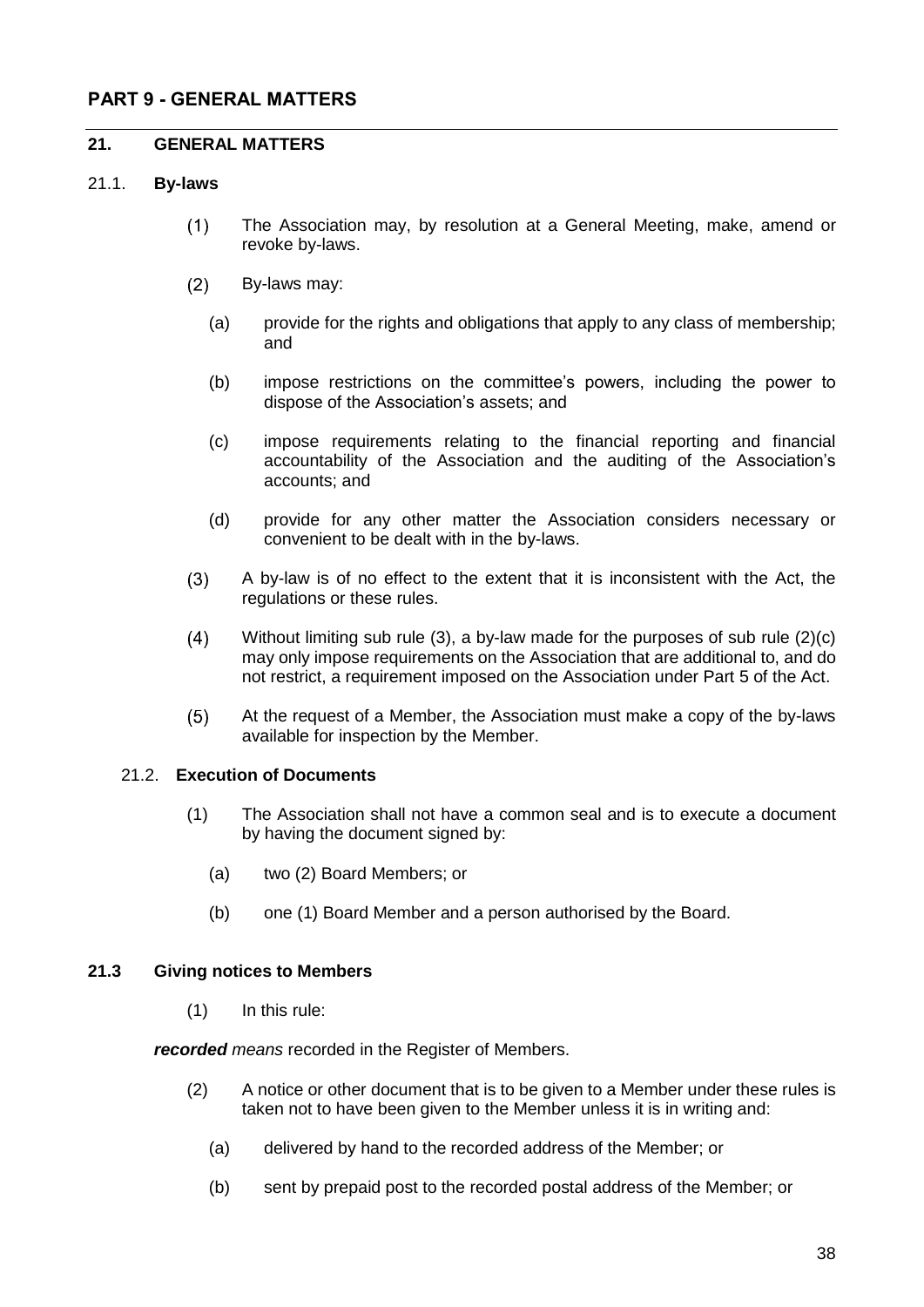## PART 9 - GENERAL MATTERS

### 21. GENERAL MATTERS

#### 21.1. By-laws

(1) The Association may, by resolution at a General Meeting, make, amend or revoke by-laws.

(2) By-laws may:

(a) provide for the rights and obligations that apply to any class of membership; and

(b) impose restrictions on the committee's powers, including the power to dispose of the Association's assets; and

(c) impose requirements relating to the financial reporting and financial accountability of the Association and the auditing of the Association's accounts; and

(d) provide for any other matter the Association considers necessary or convenient to be dealt with in the by-laws.

(3) A by-law is of no effect to the extent that it is inconsistent with the Act, the regulations or these rules.

(4) Without limiting sub rule (3), a by-law made for the purposes of sub rule (2)(c) may only impose requirements on the Association that are additional to, and do not restrict, a requirement imposed on the Association under Part 5 of the Act.

(5) At the request of a Member, the Association must make a copy of the by-laws available for inspection by the Member.

#### 21.2. Execution of Documents

(1) The Association shall not have a common seal and is to execute a document by having the document signed by:

(a) two (2) Board Members; or

(b) one (1) Board Member and a person authorised by the Board.

#### 21.3 Giving notices to Members

(1) In this rule:

***recorded*** *means* recorded in the Register of Members.

(2) A notice or other document that is to be given to a Member under these rules is taken not to have been given to the Member unless it is in writing and:

(a) delivered by hand to the recorded address of the Member; or

(b) sent by prepaid post to the recorded postal address of the Member; or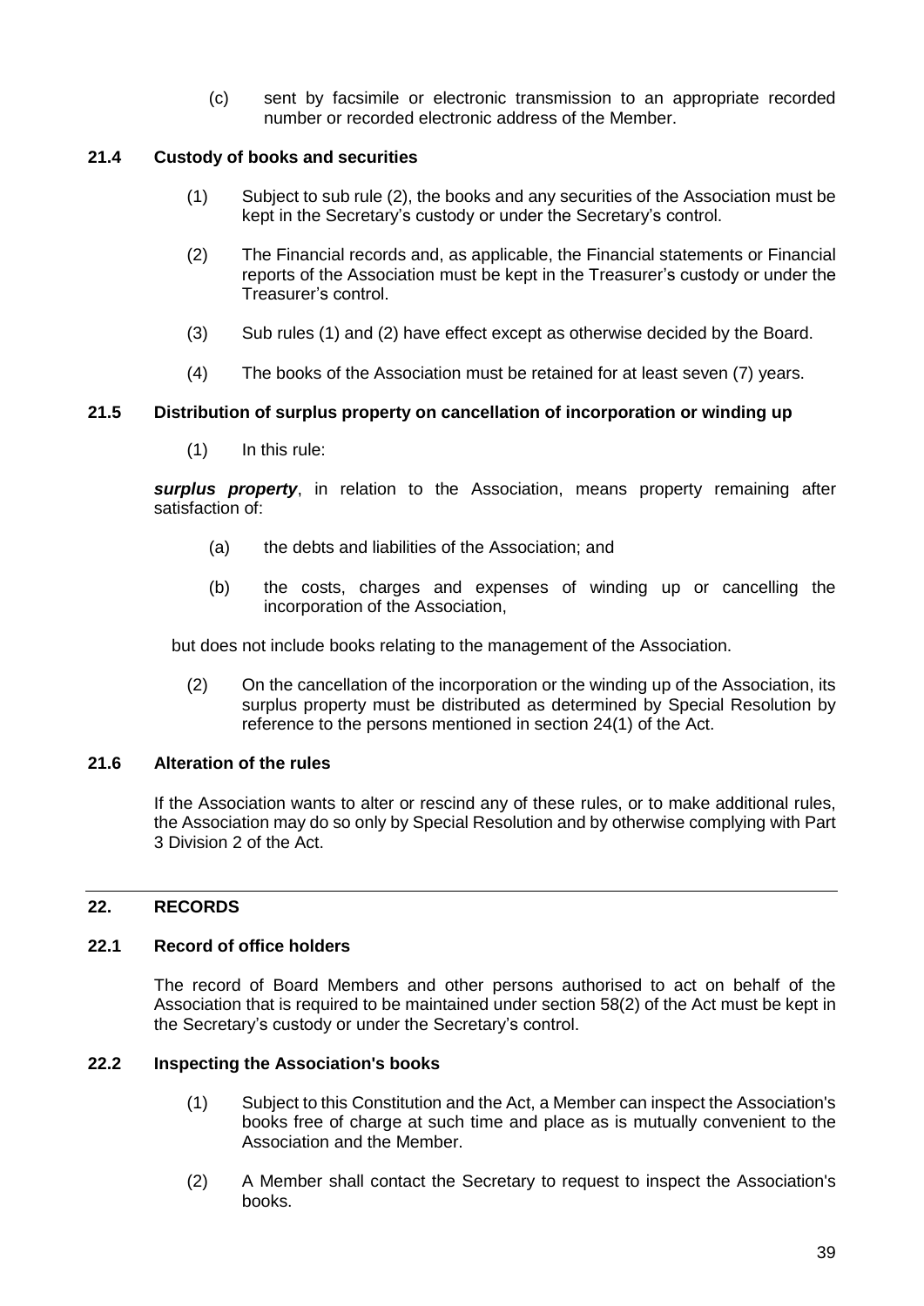(c) sent by facsimile or electronic transmission to an appropriate recorded number or recorded electronic address of the Member.

### 21.4 Custody of books and securities

(1) Subject to sub rule (2), the books and any securities of the Association must be kept in the Secretary's custody or under the Secretary's control.

(2) The Financial records and, as applicable, the Financial statements or Financial reports of the Association must be kept in the Treasurer's custody or under the Treasurer's control.

(3) Sub rules (1) and (2) have effect except as otherwise decided by the Board.

(4) The books of the Association must be retained for at least seven (7) years.

### 21.5 Distribution of surplus property on cancellation of incorporation or winding up

(1) In this rule:

***surplus property***, in relation to the Association, means property remaining after satisfaction of:

(a) the debts and liabilities of the Association; and

(b) the costs, charges and expenses of winding up or cancelling the incorporation of the Association,

but does not include books relating to the management of the Association.

(2) On the cancellation of the incorporation or the winding up of the Association, its surplus property must be distributed as determined by Special Resolution by reference to the persons mentioned in section 24(1) of the Act.

### 21.6 Alteration of the rules

If the Association wants to alter or rescind any of these rules, or to make additional rules, the Association may do so only by Special Resolution and by otherwise complying with Part 3 Division 2 of the Act.

---

## 22. RECORDS

### 22.1 Record of office holders

The record of Board Members and other persons authorised to act on behalf of the Association that is required to be maintained under section 58(2) of the Act must be kept in the Secretary's custody or under the Secretary's control.

### 22.2 Inspecting the Association's books

(1) Subject to this Constitution and the Act, a Member can inspect the Association's books free of charge at such time and place as is mutually convenient to the Association and the Member.

(2) A Member shall contact the Secretary to request to inspect the Association's books.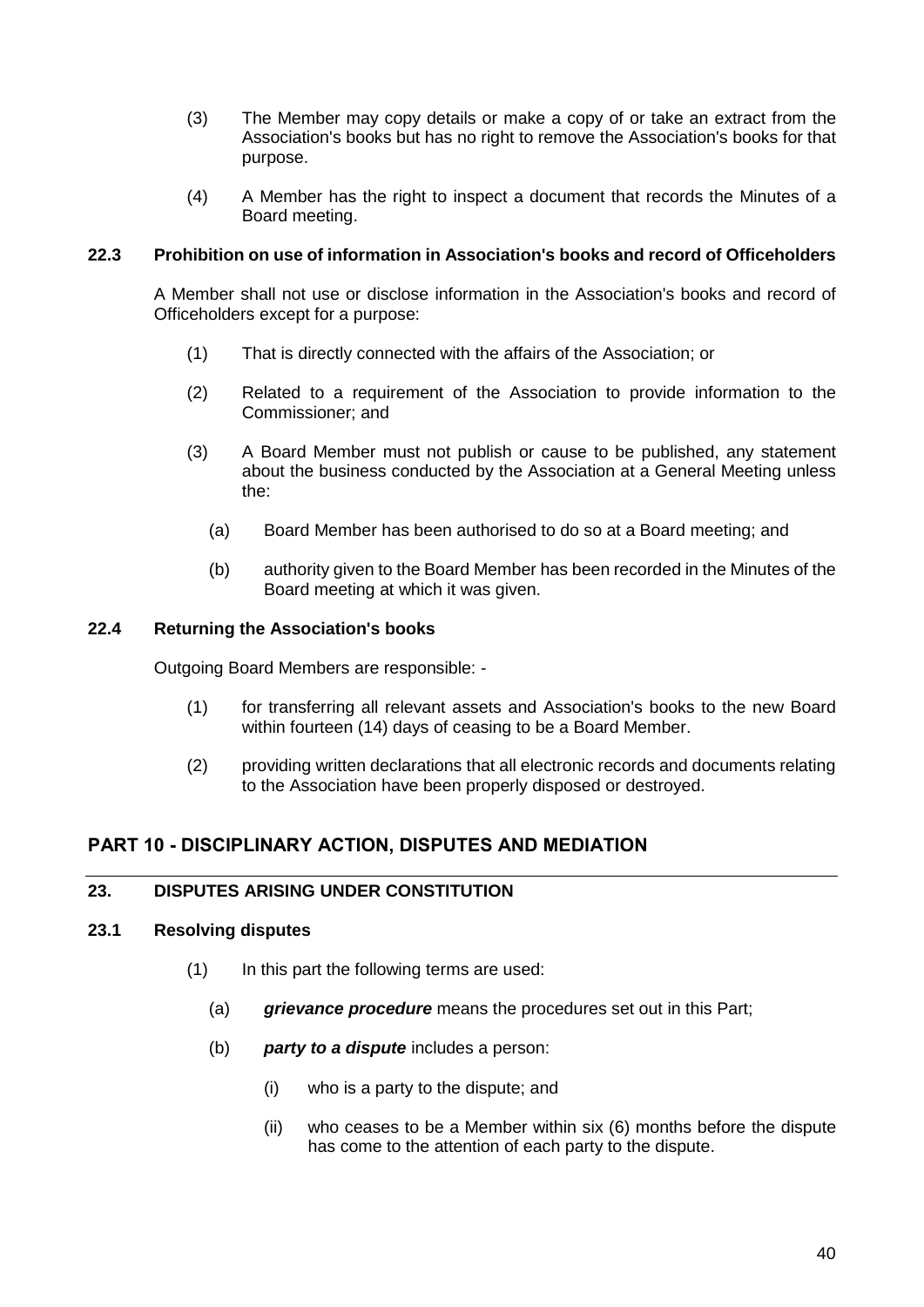(3) The Member may copy details or make a copy of or take an extract from the Association's books but has no right to remove the Association's books for that purpose.

(4) A Member has the right to inspect a document that records the Minutes of a Board meeting.

### 22.3 Prohibition on use of information in Association's books and record of Officeholders

A Member shall not use or disclose information in the Association's books and record of Officeholders except for a purpose:

(1) That is directly connected with the affairs of the Association; or

(2) Related to a requirement of the Association to provide information to the Commissioner; and

(3) A Board Member must not publish or cause to be published, any statement about the business conducted by the Association at a General Meeting unless the:

(a) Board Member has been authorised to do so at a Board meeting; and

(b) authority given to the Board Member has been recorded in the Minutes of the Board meeting at which it was given.

### 22.4 Returning the Association's books

Outgoing Board Members are responsible: -

(1) for transferring all relevant assets and Association's books to the new Board within fourteen (14) days of ceasing to be a Board Member.

(2) providing written declarations that all electronic records and documents relating to the Association have been properly disposed or destroyed.

## PART 10 - DISCIPLINARY ACTION, DISPUTES AND MEDIATION

### 23. DISPUTES ARISING UNDER CONSTITUTION

### 23.1 Resolving disputes

(1) In this part the following terms are used:

(a) ***grievance procedure*** means the procedures set out in this Part;

(b) ***party to a dispute*** includes a person:

(i) who is a party to the dispute; and

(ii) who ceases to be a Member within six (6) months before the dispute has come to the attention of each party to the dispute.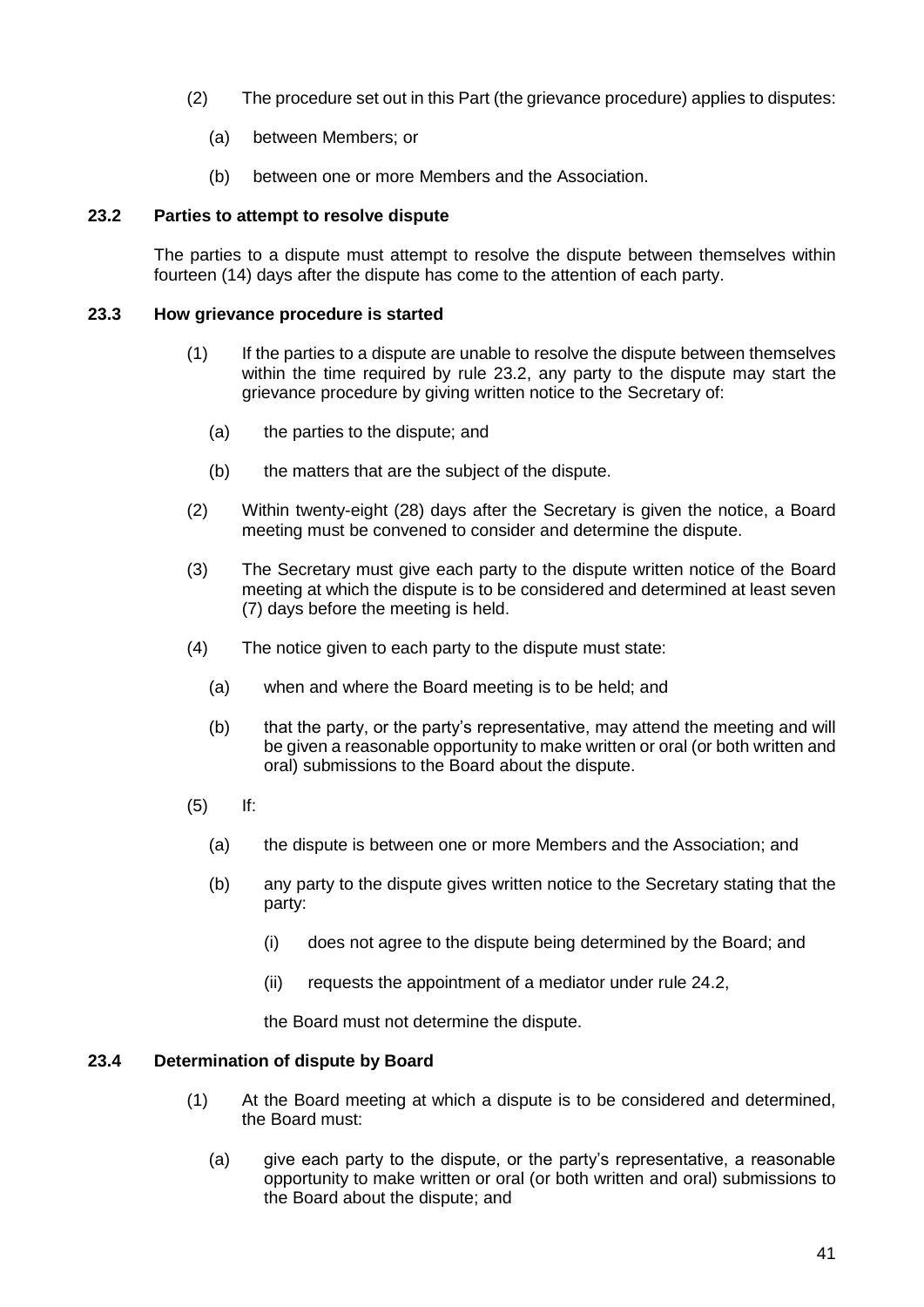(2) The procedure set out in this Part (the grievance procedure) applies to disputes:

  (a) between Members; or

  (b) between one or more Members and the Association.

### 23.2 Parties to attempt to resolve dispute

The parties to a dispute must attempt to resolve the dispute between themselves within fourteen (14) days after the dispute has come to the attention of each party.

### 23.3 How grievance procedure is started

(1) If the parties to a dispute are unable to resolve the dispute between themselves within the time required by rule 23.2, any party to the dispute may start the grievance procedure by giving written notice to the Secretary of:

  (a) the parties to the dispute; and

  (b) the matters that are the subject of the dispute.

(2) Within twenty-eight (28) days after the Secretary is given the notice, a Board meeting must be convened to consider and determine the dispute.

(3) The Secretary must give each party to the dispute written notice of the Board meeting at which the dispute is to be considered and determined at least seven (7) days before the meeting is held.

(4) The notice given to each party to the dispute must state:

  (a) when and where the Board meeting is to be held; and

  (b) that the party, or the party's representative, may attend the meeting and will be given a reasonable opportunity to make written or oral (or both written and oral) submissions to the Board about the dispute.

(5) If:

  (a) the dispute is between one or more Members and the Association; and

  (b) any party to the dispute gives written notice to the Secretary stating that the party:

    (i) does not agree to the dispute being determined by the Board; and

    (ii) requests the appointment of a mediator under rule 24.2,

  the Board must not determine the dispute.

### 23.4 Determination of dispute by Board

(1) At the Board meeting at which a dispute is to be considered and determined, the Board must:

  (a) give each party to the dispute, or the party's representative, a reasonable opportunity to make written or oral (or both written and oral) submissions to the Board about the dispute; and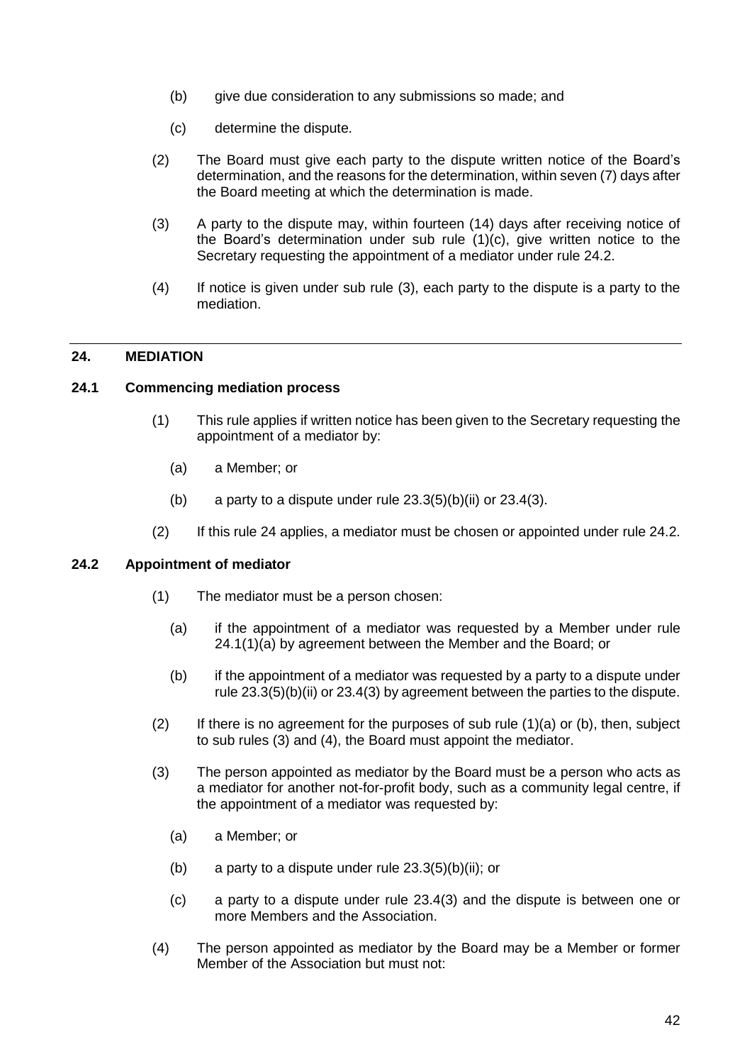(b) give due consideration to any submissions so made; and

(c) determine the dispute.

(2) The Board must give each party to the dispute written notice of the Board's determination, and the reasons for the determination, within seven (7) days after the Board meeting at which the determination is made.

(3) A party to the dispute may, within fourteen (14) days after receiving notice of the Board's determination under sub rule (1)(c), give written notice to the Secretary requesting the appointment of a mediator under rule 24.2.

(4) If notice is given under sub rule (3), each party to the dispute is a party to the mediation.

---

## 24. MEDIATION

### 24.1 Commencing mediation process

(1) This rule applies if written notice has been given to the Secretary requesting the appointment of a mediator by:

(a) a Member; or

(b) a party to a dispute under rule 23.3(5)(b)(ii) or 23.4(3).

(2) If this rule 24 applies, a mediator must be chosen or appointed under rule 24.2.

### 24.2 Appointment of mediator

(1) The mediator must be a person chosen:

(a) if the appointment of a mediator was requested by a Member under rule 24.1(1)(a) by agreement between the Member and the Board; or

(b) if the appointment of a mediator was requested by a party to a dispute under rule 23.3(5)(b)(ii) or 23.4(3) by agreement between the parties to the dispute.

(2) If there is no agreement for the purposes of sub rule (1)(a) or (b), then, subject to sub rules (3) and (4), the Board must appoint the mediator.

(3) The person appointed as mediator by the Board must be a person who acts as a mediator for another not-for-profit body, such as a community legal centre, if the appointment of a mediator was requested by:

(a) a Member; or

(b) a party to a dispute under rule 23.3(5)(b)(ii); or

(c) a party to a dispute under rule 23.4(3) and the dispute is between one or more Members and the Association.

(4) The person appointed as mediator by the Board may be a Member or former Member of the Association but must not: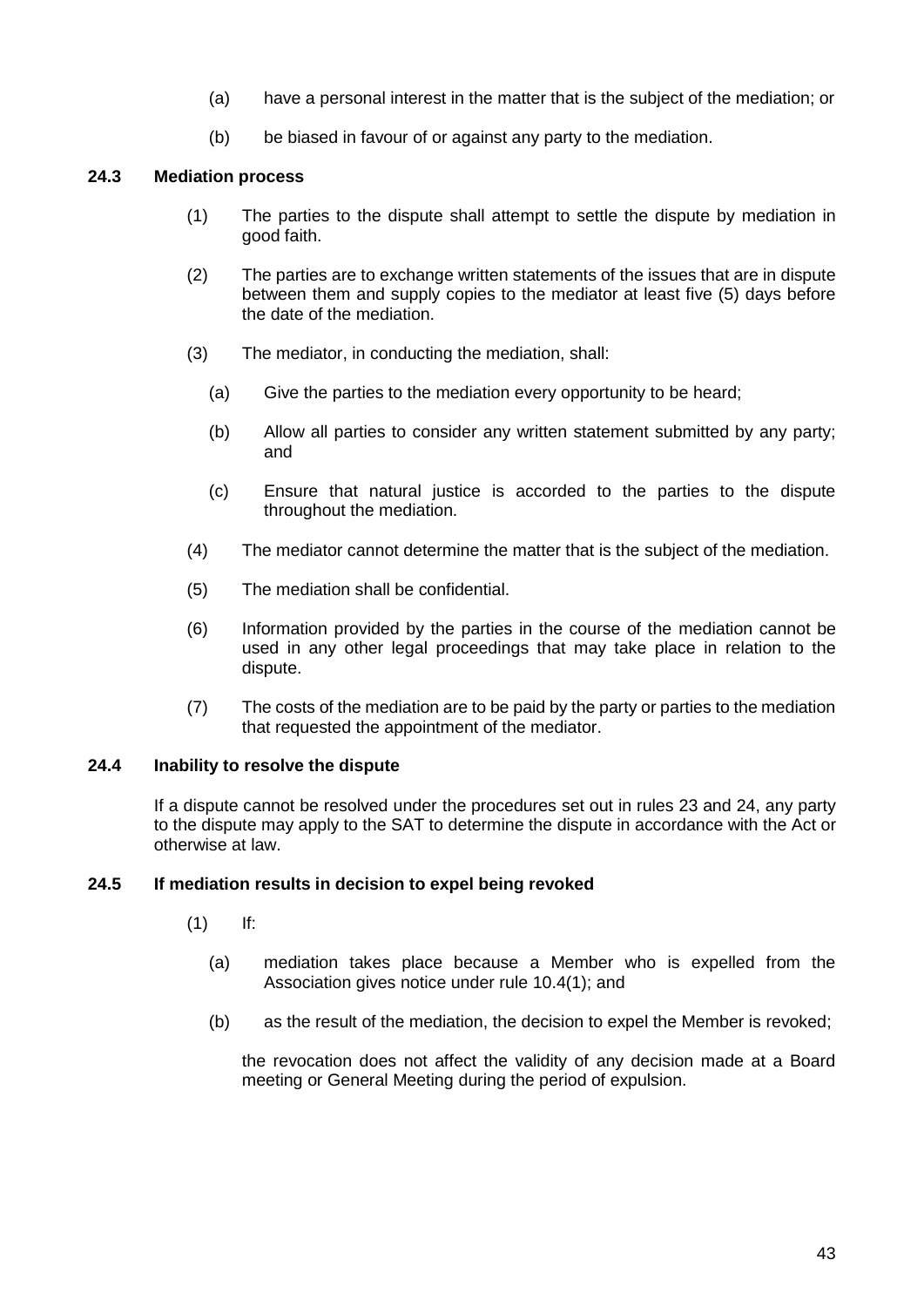(a) have a personal interest in the matter that is the subject of the mediation; or

(b) be biased in favour of or against any party to the mediation.

### 24.3 Mediation process

(1) The parties to the dispute shall attempt to settle the dispute by mediation in good faith.

(2) The parties are to exchange written statements of the issues that are in dispute between them and supply copies to the mediator at least five (5) days before the date of the mediation.

(3) The mediator, in conducting the mediation, shall:

(a) Give the parties to the mediation every opportunity to be heard;

(b) Allow all parties to consider any written statement submitted by any party; and

(c) Ensure that natural justice is accorded to the parties to the dispute throughout the mediation.

(4) The mediator cannot determine the matter that is the subject of the mediation.

(5) The mediation shall be confidential.

(6) Information provided by the parties in the course of the mediation cannot be used in any other legal proceedings that may take place in relation to the dispute.

(7) The costs of the mediation are to be paid by the party or parties to the mediation that requested the appointment of the mediator.

### 24.4 Inability to resolve the dispute

If a dispute cannot be resolved under the procedures set out in rules 23 and 24, any party to the dispute may apply to the SAT to determine the dispute in accordance with the Act or otherwise at law.

### 24.5 If mediation results in decision to expel being revoked

(1) If:

(a) mediation takes place because a Member who is expelled from the Association gives notice under rule 10.4(1); and

(b) as the result of the mediation, the decision to expel the Member is revoked;

the revocation does not affect the validity of any decision made at a Board meeting or General Meeting during the period of expulsion.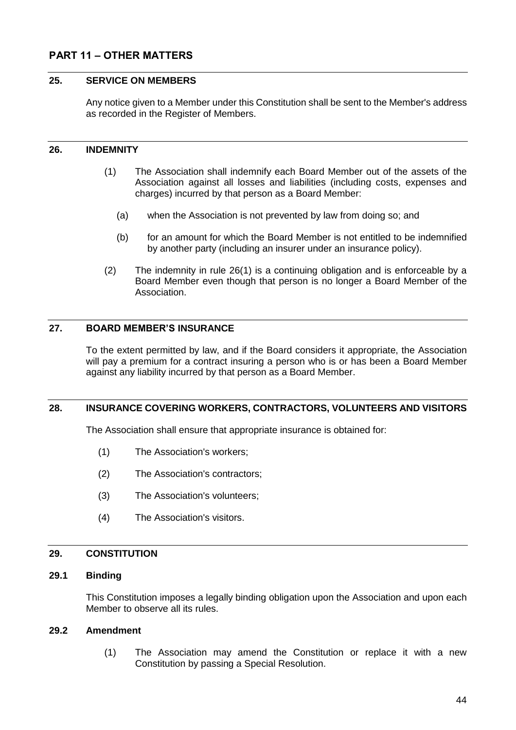## PART 11 – OTHER MATTERS

### 25. SERVICE ON MEMBERS

Any notice given to a Member under this Constitution shall be sent to the Member's address as recorded in the Register of Members.

### 26. INDEMNITY

(1) The Association shall indemnify each Board Member out of the assets of the Association against all losses and liabilities (including costs, expenses and charges) incurred by that person as a Board Member:

  (a) when the Association is not prevented by law from doing so; and

  (b) for an amount for which the Board Member is not entitled to be indemnified by another party (including an insurer under an insurance policy).

(2) The indemnity in rule 26(1) is a continuing obligation and is enforceable by a Board Member even though that person is no longer a Board Member of the Association.

### 27. BOARD MEMBER'S INSURANCE

To the extent permitted by law, and if the Board considers it appropriate, the Association will pay a premium for a contract insuring a person who is or has been a Board Member against any liability incurred by that person as a Board Member.

### 28. INSURANCE COVERING WORKERS, CONTRACTORS, VOLUNTEERS AND VISITORS

The Association shall ensure that appropriate insurance is obtained for:

(1) The Association's workers;

(2) The Association's contractors;

(3) The Association's volunteers;

(4) The Association's visitors.

### 29. CONSTITUTION

#### 29.1 Binding

This Constitution imposes a legally binding obligation upon the Association and upon each Member to observe all its rules.

#### 29.2 Amendment

(1) The Association may amend the Constitution or replace it with a new Constitution by passing a Special Resolution.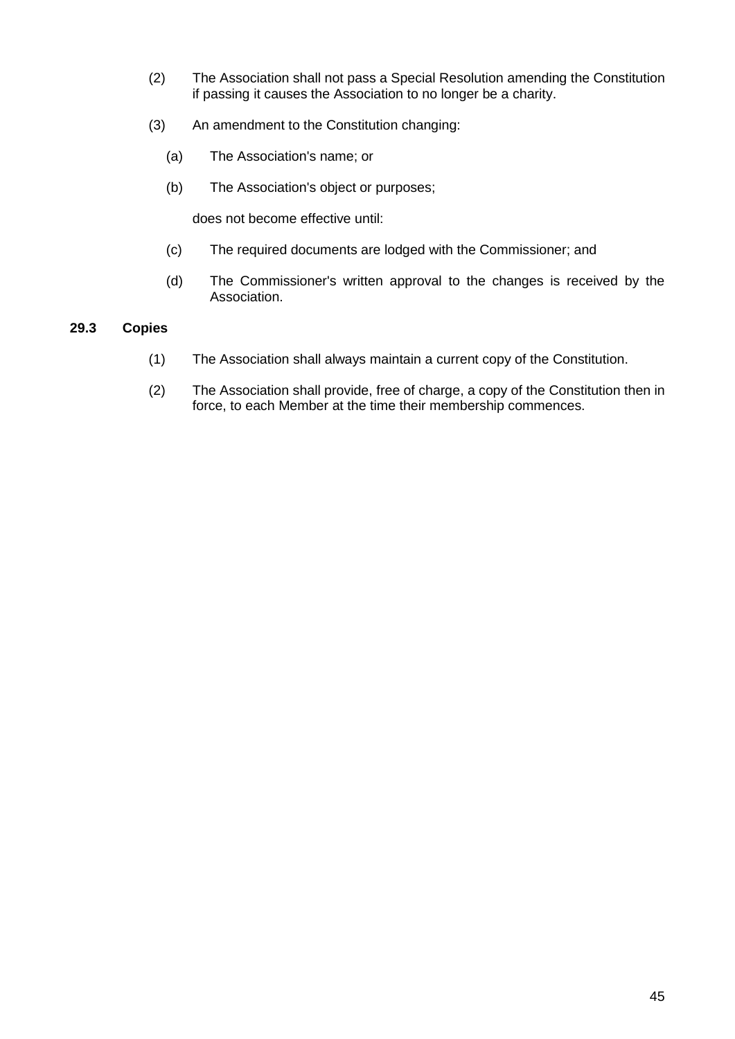(2) The Association shall not pass a Special Resolution amending the Constitution if passing it causes the Association to no longer be a charity.

(3) An amendment to the Constitution changing:

   (a) The Association's name; or

   (b) The Association's object or purposes;

   does not become effective until:

   (c) The required documents are lodged with the Commissioner; and

   (d) The Commissioner's written approval to the changes is received by the Association.

### 29.3 Copies

(1) The Association shall always maintain a current copy of the Constitution.

(2) The Association shall provide, free of charge, a copy of the Constitution then in force, to each Member at the time their membership commences.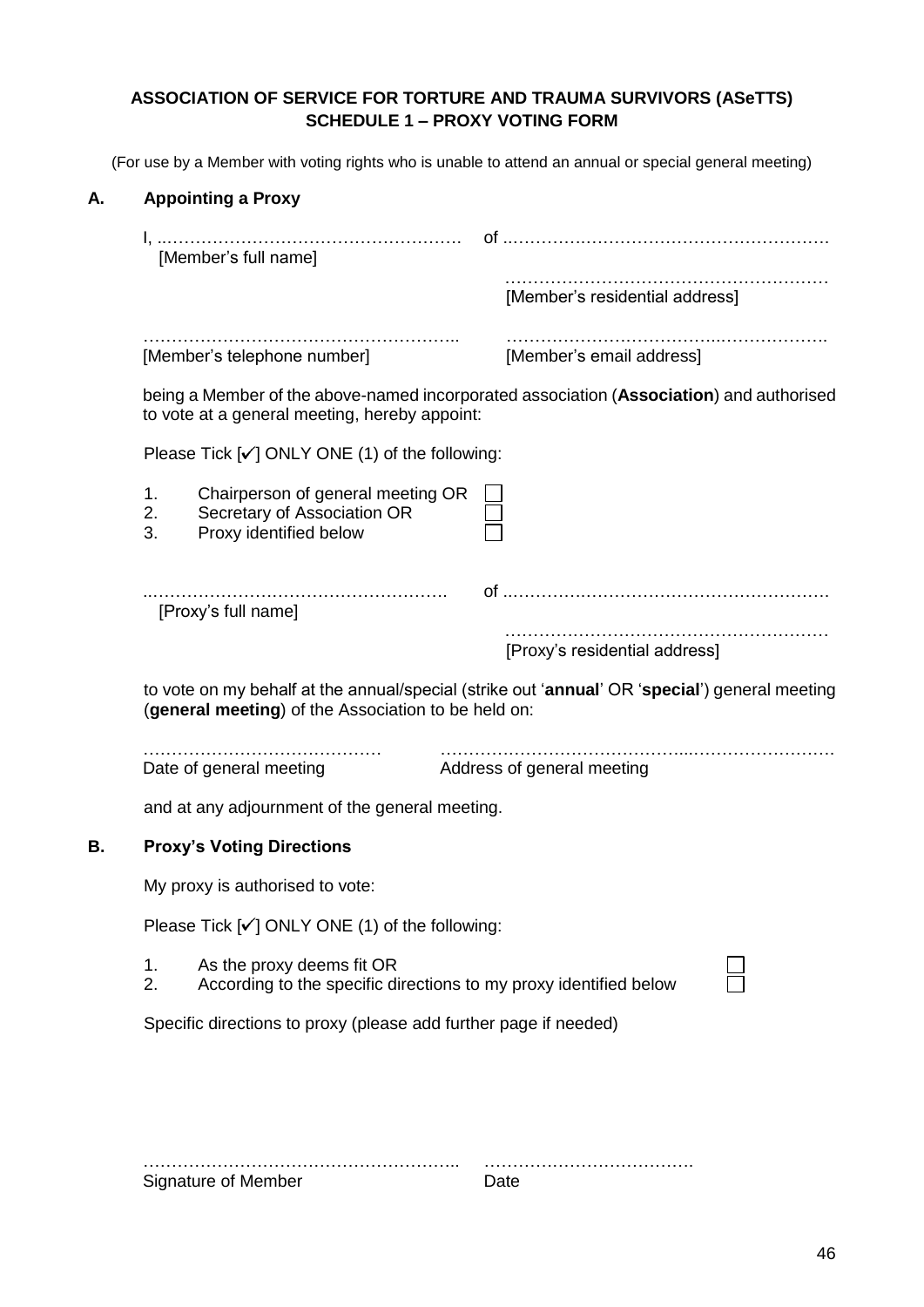**ASSOCIATION OF SERVICE FOR TORTURE AND TRAUMA SURVIVORS (ASeTTS)**
**SCHEDULE 1 – PROXY VOTING FORM**

(For use by a Member with voting rights who is unable to attend an annual or special general meeting)

## A. Appointing a Proxy

I, ……………………………………………… of ………………………………………………
[Member's full name]

………………………………………………
[Member's residential address]

……………………………………………… ………………………………………………
[Member's telephone number] [Member's email address]

being a Member of the above-named incorporated association (**Association**) and authorised to vote at a general meeting, hereby appoint:

Please Tick [✓] ONLY ONE (1) of the following:

1. Chairperson of general meeting OR ☐
2. Secretary of Association OR ☐
3. Proxy identified below ☐

……………………………………………… of ………………………………………………
[Proxy's full name]

………………………………………………
[Proxy's residential address]

to vote on my behalf at the annual/special (strike out '**annual**' OR '**special**') general meeting (**general meeting**) of the Association to be held on:

……………………………………… ………………………………………………………………
Date of general meeting Address of general meeting

and at any adjournment of the general meeting.

## B. Proxy's Voting Directions

My proxy is authorised to vote:

Please Tick [✓] ONLY ONE (1) of the following:

1. As the proxy deems fit OR ☐
2. According to the specific directions to my proxy identified below ☐

Specific directions to proxy (please add further page if needed)

……………………………………………… ………………………………
Signature of Member Date